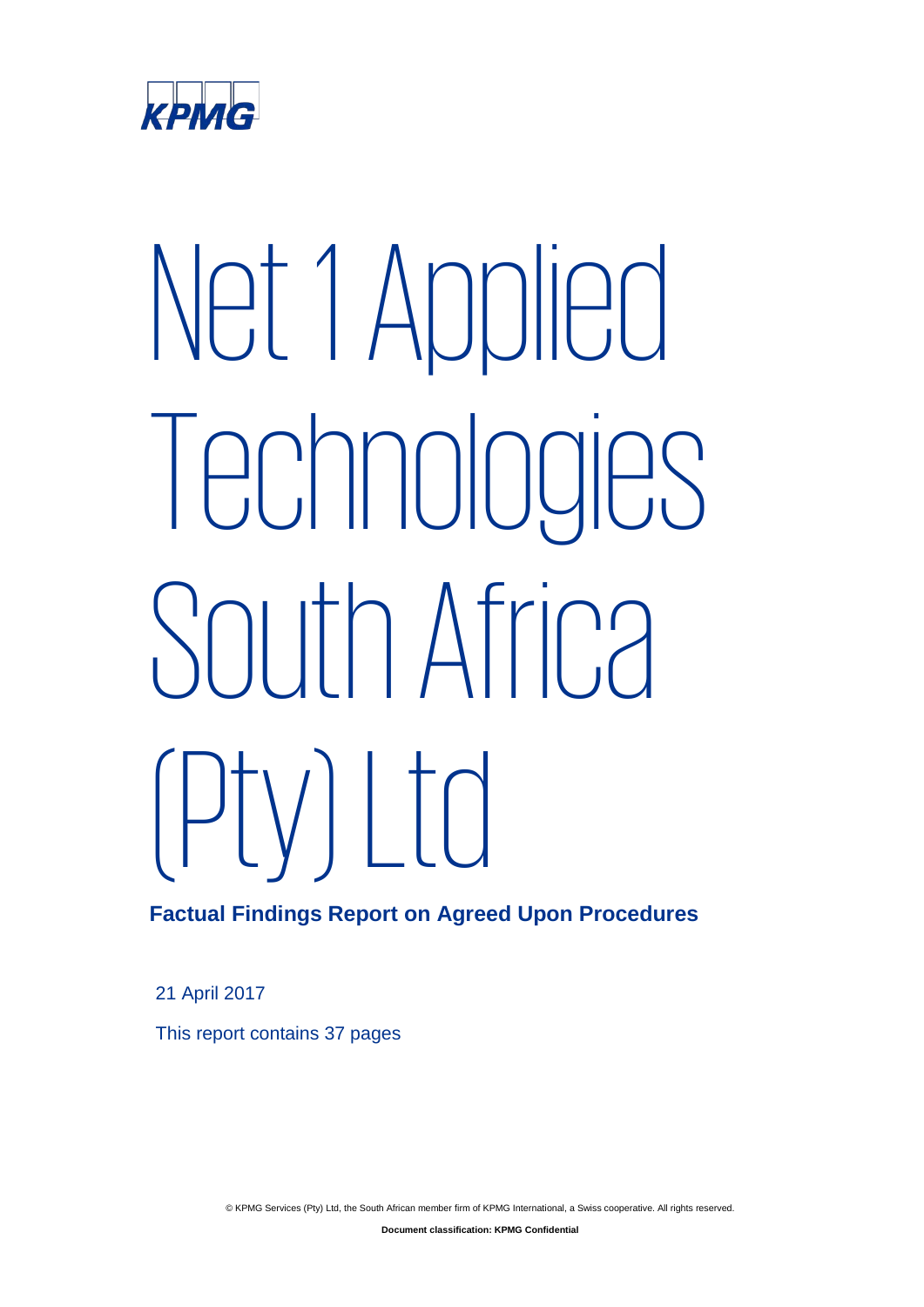KPMG

# Net 1 Applied Technologies South Africa (Pty) Ltd

**Factual Findings Report on Agreed Upon Procedures**

21 April 2017

This report contains 37 pages

© KPMG Services (Pty) Ltd, the South African member firm of KPMG International, a Swiss cooperative. All rights reserved.

**Document classification: KPMG Confidential**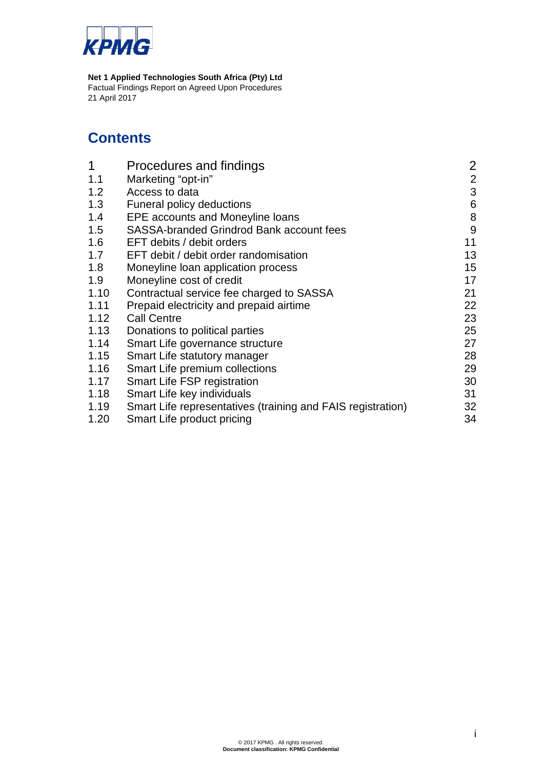**Net 1 Applied Technologies South Africa (Pty) Ltd**
Factual Findings Report on Agreed Upon Procedures
21 April 2017

# Contents

| | | |
|---|---|---|
| 1 | Procedures and findings | 2 |
| 1.1 | Marketing "opt-in" | 2 |
| 1.2 | Access to data | 3 |
| 1.3 | Funeral policy deductions | 6 |
| 1.4 | EPE accounts and Moneyline loans | 8 |
| 1.5 | SASSA-branded Grindrod Bank account fees | 9 |
| 1.6 | EFT debits / debit orders | 11 |
| 1.7 | EFT debit / debit order randomisation | 13 |
| 1.8 | Moneyline loan application process | 15 |
| 1.9 | Moneyline cost of credit | 17 |
| 1.10 | Contractual service fee charged to SASSA | 21 |
| 1.11 | Prepaid electricity and prepaid airtime | 22 |
| 1.12 | Call Centre | 23 |
| 1.13 | Donations to political parties | 25 |
| 1.14 | Smart Life governance structure | 27 |
| 1.15 | Smart Life statutory manager | 28 |
| 1.16 | Smart Life premium collections | 29 |
| 1.17 | Smart Life FSP registration | 30 |
| 1.18 | Smart Life key individuals | 31 |
| 1.19 | Smart Life representatives (training and FAIS registration) | 32 |
| 1.20 | Smart Life product pricing | 34 |

© 2017 KPMG . All rights reserved.
**Document classification: KPMG Confidential**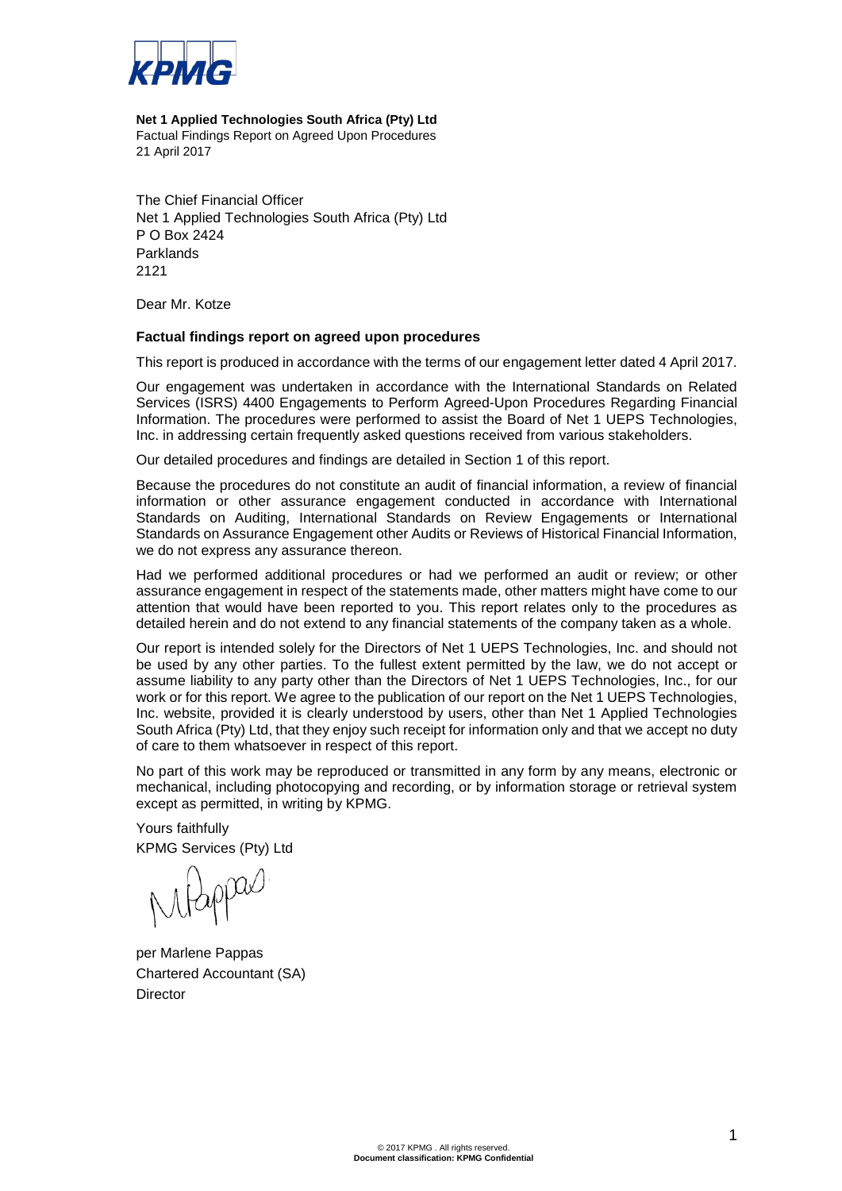KPMG

**Net 1 Applied Technologies South Africa (Pty) Ltd**
Factual Findings Report on Agreed Upon Procedures
21 April 2017

The Chief Financial Officer
Net 1 Applied Technologies South Africa (Pty) Ltd
P O Box 2424
Parklands
2121

Dear Mr. Kotze

**Factual findings report on agreed upon procedures**

This report is produced in accordance with the terms of our engagement letter dated 4 April 2017.

Our engagement was undertaken in accordance with the International Standards on Related Services (ISRS) 4400 Engagements to Perform Agreed-Upon Procedures Regarding Financial Information. The procedures were performed to assist the Board of Net 1 UEPS Technologies, Inc. in addressing certain frequently asked questions received from various stakeholders.

Our detailed procedures and findings are detailed in Section 1 of this report.

Because the procedures do not constitute an audit of financial information, a review of financial information or other assurance engagement conducted in accordance with International Standards on Auditing, International Standards on Review Engagements or International Standards on Assurance Engagement other Audits or Reviews of Historical Financial Information, we do not express any assurance thereon.

Had we performed additional procedures or had we performed an audit or review; or other assurance engagement in respect of the statements made, other matters might have come to our attention that would have been reported to you. This report relates only to the procedures as detailed herein and do not extend to any financial statements of the company taken as a whole.

Our report is intended solely for the Directors of Net 1 UEPS Technologies, Inc. and should not be used by any other parties. To the fullest extent permitted by the law, we do not accept or assume liability to any party other than the Directors of Net 1 UEPS Technologies, Inc., for our work or for this report. We agree to the publication of our report on the Net 1 UEPS Technologies, Inc. website, provided it is clearly understood by users, other than Net 1 Applied Technologies South Africa (Pty) Ltd, that they enjoy such receipt for information only and that we accept no duty of care to them whatsoever in respect of this report.

No part of this work may be reproduced or transmitted in any form by any means, electronic or mechanical, including photocopying and recording, or by information storage or retrieval system except as permitted, in writing by KPMG.

Yours faithfully
KPMG Services (Pty) Ltd

per Marlene Pappas
Chartered Accountant (SA)
Director

© 2017 KPMG . All rights reserved.
**Document classification: KPMG Confidential**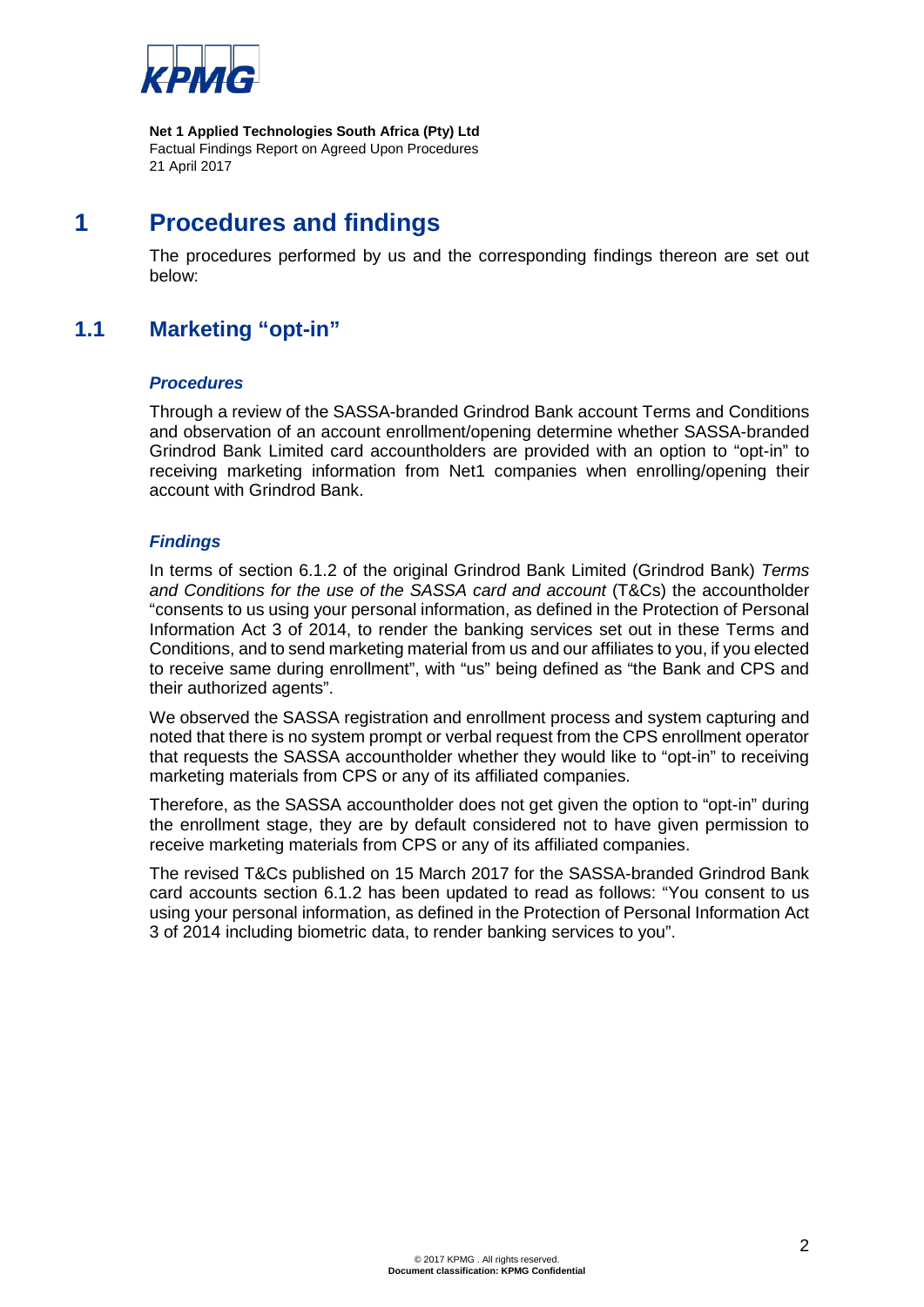# 1 Procedures and findings

The procedures performed by us and the corresponding findings thereon are set out below:

## 1.1 Marketing "opt-in"

***Procedures***

Through a review of the SASSA-branded Grindrod Bank account Terms and Conditions and observation of an account enrollment/opening determine whether SASSA-branded Grindrod Bank Limited card accountholders are provided with an option to "opt-in" to receiving marketing information from Net1 companies when enrolling/opening their account with Grindrod Bank.

***Findings***

In terms of section 6.1.2 of the original Grindrod Bank Limited (Grindrod Bank) *Terms and Conditions for the use of the SASSA card and account* (T&Cs) the accountholder "consents to us using your personal information, as defined in the Protection of Personal Information Act 3 of 2014, to render the banking services set out in these Terms and Conditions, and to send marketing material from us and our affiliates to you, if you elected to receive same during enrollment", with "us" being defined as "the Bank and CPS and their authorized agents".

We observed the SASSA registration and enrollment process and system capturing and noted that there is no system prompt or verbal request from the CPS enrollment operator that requests the SASSA accountholder whether they would like to "opt-in" to receiving marketing materials from CPS or any of its affiliated companies.

Therefore, as the SASSA accountholder does not get given the option to "opt-in" during the enrollment stage, they are by default considered not to have given permission to receive marketing materials from CPS or any of its affiliated companies.

The revised T&Cs published on 15 March 2017 for the SASSA-branded Grindrod Bank card accounts section 6.1.2 has been updated to read as follows: "You consent to us using your personal information, as defined in the Protection of Personal Information Act 3 of 2014 including biometric data, to render banking services to you".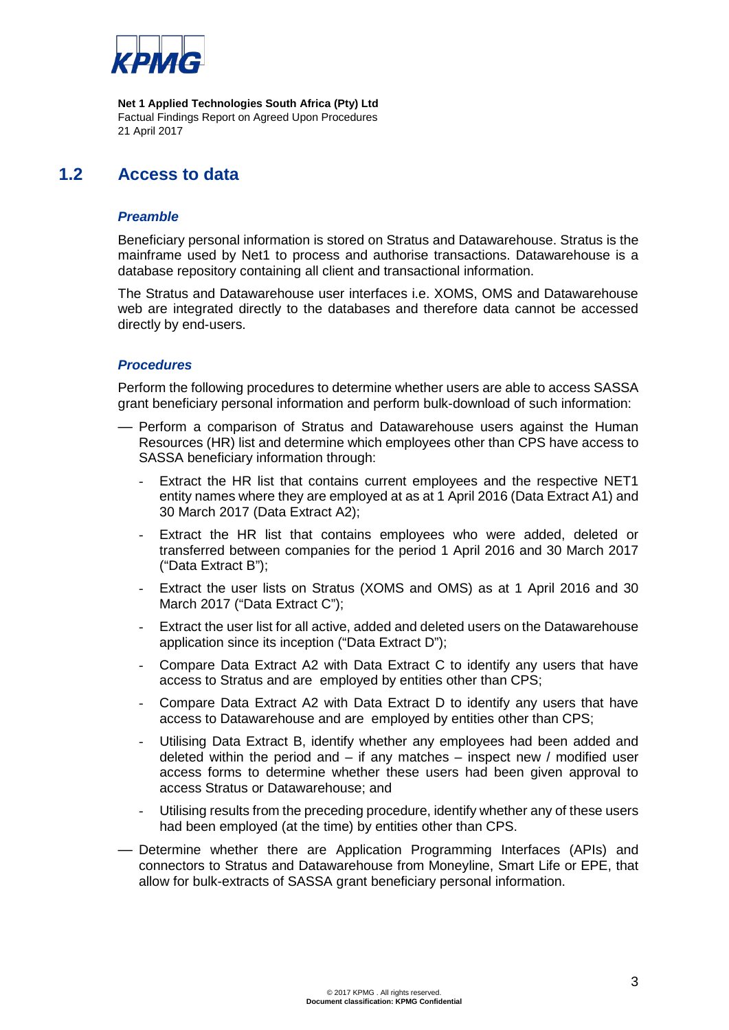**Net 1 Applied Technologies South Africa (Pty) Ltd**
Factual Findings Report on Agreed Upon Procedures
21 April 2017

## 1.2 Access to data

### *Preamble*

Beneficiary personal information is stored on Stratus and Datawarehouse. Stratus is the mainframe used by Net1 to process and authorise transactions. Datawarehouse is a database repository containing all client and transactional information.

The Stratus and Datawarehouse user interfaces i.e. XOMS, OMS and Datawarehouse web are integrated directly to the databases and therefore data cannot be accessed directly by end-users.

### *Procedures*

Perform the following procedures to determine whether users are able to access SASSA grant beneficiary personal information and perform bulk-download of such information:

- Perform a comparison of Stratus and Datawarehouse users against the Human Resources (HR) list and determine which employees other than CPS have access to SASSA beneficiary information through:
  - Extract the HR list that contains current employees and the respective NET1 entity names where they are employed at as at 1 April 2016 (Data Extract A1) and 30 March 2017 (Data Extract A2);
  - Extract the HR list that contains employees who were added, deleted or transferred between companies for the period 1 April 2016 and 30 March 2017 ("Data Extract B");
  - Extract the user lists on Stratus (XOMS and OMS) as at 1 April 2016 and 30 March 2017 ("Data Extract C");
  - Extract the user list for all active, added and deleted users on the Datawarehouse application since its inception ("Data Extract D");
  - Compare Data Extract A2 with Data Extract C to identify any users that have access to Stratus and are employed by entities other than CPS;
  - Compare Data Extract A2 with Data Extract D to identify any users that have access to Datawarehouse and are employed by entities other than CPS;
  - Utilising Data Extract B, identify whether any employees had been added and deleted within the period and – if any matches – inspect new / modified user access forms to determine whether these users had been given approval to access Stratus or Datawarehouse; and
  - Utilising results from the preceding procedure, identify whether any of these users had been employed (at the time) by entities other than CPS.
- Determine whether there are Application Programming Interfaces (APIs) and connectors to Stratus and Datawarehouse from Moneyline, Smart Life or EPE, that allow for bulk-extracts of SASSA grant beneficiary personal information.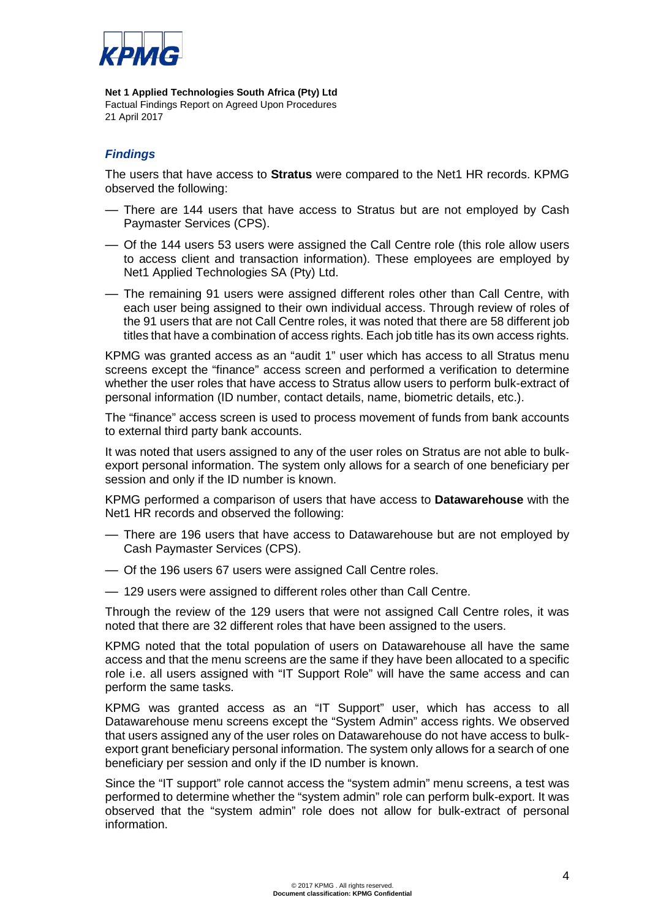## *Findings*

The users that have access to **Stratus** were compared to the Net1 HR records. KPMG observed the following:

- There are 144 users that have access to Stratus but are not employed by Cash Paymaster Services (CPS).
- Of the 144 users 53 users were assigned the Call Centre role (this role allow users to access client and transaction information). These employees are employed by Net1 Applied Technologies SA (Pty) Ltd.
- The remaining 91 users were assigned different roles other than Call Centre, with each user being assigned to their own individual access. Through review of roles of the 91 users that are not Call Centre roles, it was noted that there are 58 different job titles that have a combination of access rights. Each job title has its own access rights.

KPMG was granted access as an "audit 1" user which has access to all Stratus menu screens except the "finance" access screen and performed a verification to determine whether the user roles that have access to Stratus allow users to perform bulk-extract of personal information (ID number, contact details, name, biometric details, etc.).

The "finance" access screen is used to process movement of funds from bank accounts to external third party bank accounts.

It was noted that users assigned to any of the user roles on Stratus are not able to bulk-export personal information. The system only allows for a search of one beneficiary per session and only if the ID number is known.

KPMG performed a comparison of users that have access to **Datawarehouse** with the Net1 HR records and observed the following:

- There are 196 users that have access to Datawarehouse but are not employed by Cash Paymaster Services (CPS).
- Of the 196 users 67 users were assigned Call Centre roles.
- 129 users were assigned to different roles other than Call Centre.

Through the review of the 129 users that were not assigned Call Centre roles, it was noted that there are 32 different roles that have been assigned to the users.

KPMG noted that the total population of users on Datawarehouse all have the same access and that the menu screens are the same if they have been allocated to a specific role i.e. all users assigned with "IT Support Role" will have the same access and can perform the same tasks.

KPMG was granted access as an "IT Support" user, which has access to all Datawarehouse menu screens except the "System Admin" access rights. We observed that users assigned any of the user roles on Datawarehouse do not have access to bulk-export grant beneficiary personal information. The system only allows for a search of one beneficiary per session and only if the ID number is known.

Since the "IT support" role cannot access the "system admin" menu screens, a test was performed to determine whether the "system admin" role can perform bulk-export. It was observed that the "system admin" role does not allow for bulk-extract of personal information.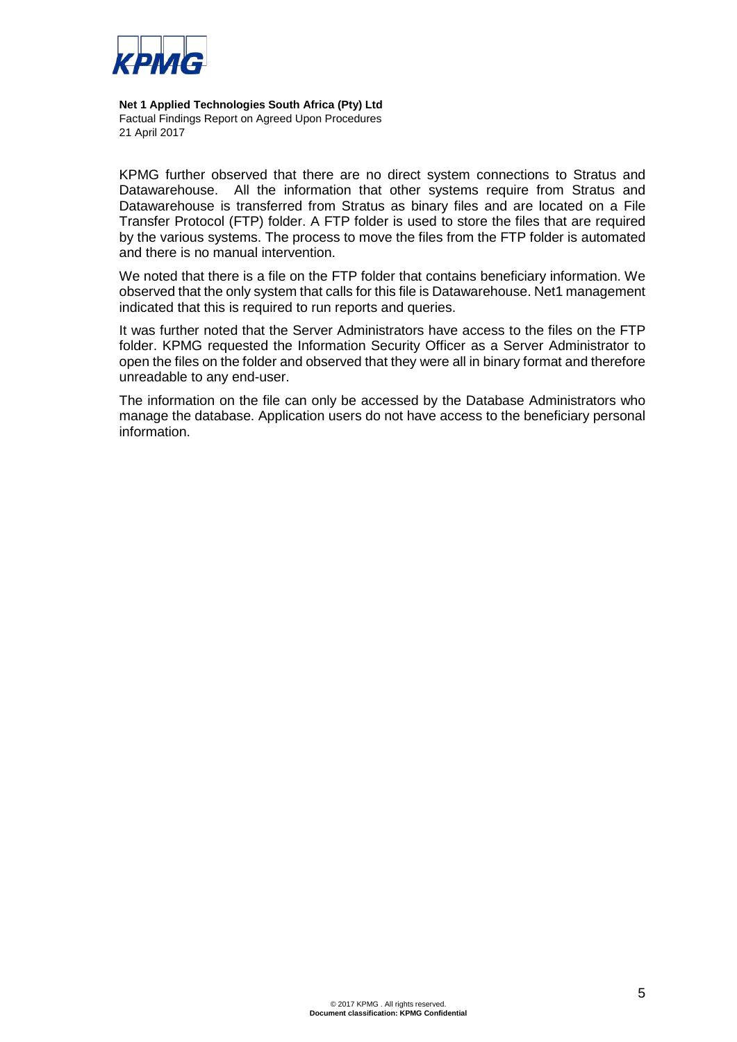KPMG further observed that there are no direct system connections to Stratus and Datawarehouse. All the information that other systems require from Stratus and Datawarehouse is transferred from Stratus as binary files and are located on a File Transfer Protocol (FTP) folder. A FTP folder is used to store the files that are required by the various systems. The process to move the files from the FTP folder is automated and there is no manual intervention.

We noted that there is a file on the FTP folder that contains beneficiary information. We observed that the only system that calls for this file is Datawarehouse. Net1 management indicated that this is required to run reports and queries.

It was further noted that the Server Administrators have access to the files on the FTP folder. KPMG requested the Information Security Officer as a Server Administrator to open the files on the folder and observed that they were all in binary format and therefore unreadable to any end-user.

The information on the file can only be accessed by the Database Administrators who manage the database. Application users do not have access to the beneficiary personal information.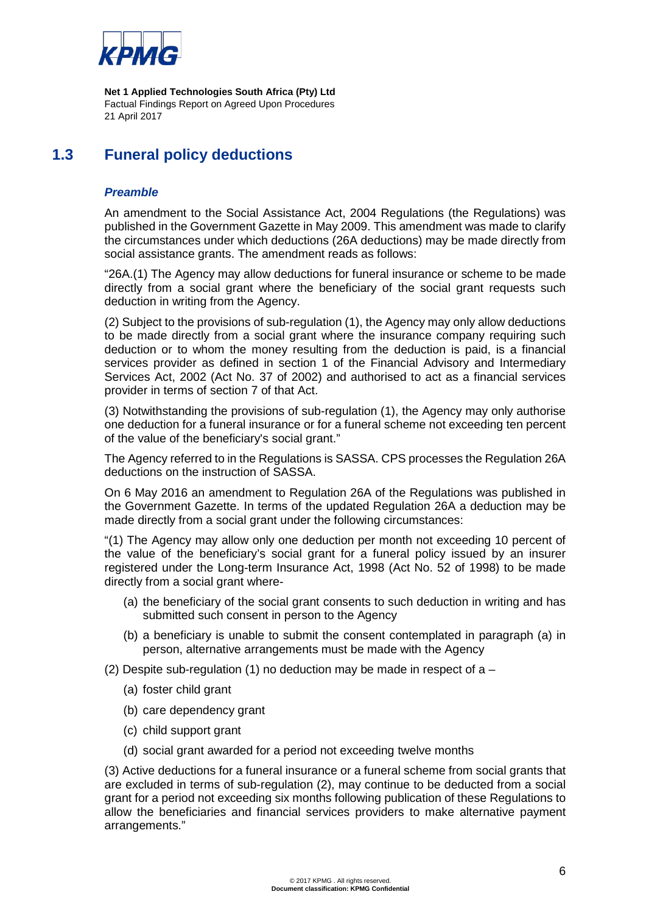## 1.3 Funeral policy deductions

### *Preamble*

An amendment to the Social Assistance Act, 2004 Regulations (the Regulations) was published in the Government Gazette in May 2009. This amendment was made to clarify the circumstances under which deductions (26A deductions) may be made directly from social assistance grants. The amendment reads as follows:

"26A.(1) The Agency may allow deductions for funeral insurance or scheme to be made directly from a social grant where the beneficiary of the social grant requests such deduction in writing from the Agency.

(2) Subject to the provisions of sub-regulation (1), the Agency may only allow deductions to be made directly from a social grant where the insurance company requiring such deduction or to whom the money resulting from the deduction is paid, is a financial services provider as defined in section 1 of the Financial Advisory and Intermediary Services Act, 2002 (Act No. 37 of 2002) and authorised to act as a financial services provider in terms of section 7 of that Act.

(3) Notwithstanding the provisions of sub-regulation (1), the Agency may only authorise one deduction for a funeral insurance or for a funeral scheme not exceeding ten percent of the value of the beneficiary's social grant."

The Agency referred to in the Regulations is SASSA. CPS processes the Regulation 26A deductions on the instruction of SASSA.

On 6 May 2016 an amendment to Regulation 26A of the Regulations was published in the Government Gazette. In terms of the updated Regulation 26A a deduction may be made directly from a social grant under the following circumstances:

"(1) The Agency may allow only one deduction per month not exceeding 10 percent of the value of the beneficiary's social grant for a funeral policy issued by an insurer registered under the Long-term Insurance Act, 1998 (Act No. 52 of 1998) to be made directly from a social grant where-

(a) the beneficiary of the social grant consents to such deduction in writing and has submitted such consent in person to the Agency

(b) a beneficiary is unable to submit the consent contemplated in paragraph (a) in person, alternative arrangements must be made with the Agency

(2) Despite sub-regulation (1) no deduction may be made in respect of a –

(a) foster child grant

(b) care dependency grant

(c) child support grant

(d) social grant awarded for a period not exceeding twelve months

(3) Active deductions for a funeral insurance or a funeral scheme from social grants that are excluded in terms of sub-regulation (2), may continue to be deducted from a social grant for a period not exceeding six months following publication of these Regulations to allow the beneficiaries and financial services providers to make alternative payment arrangements."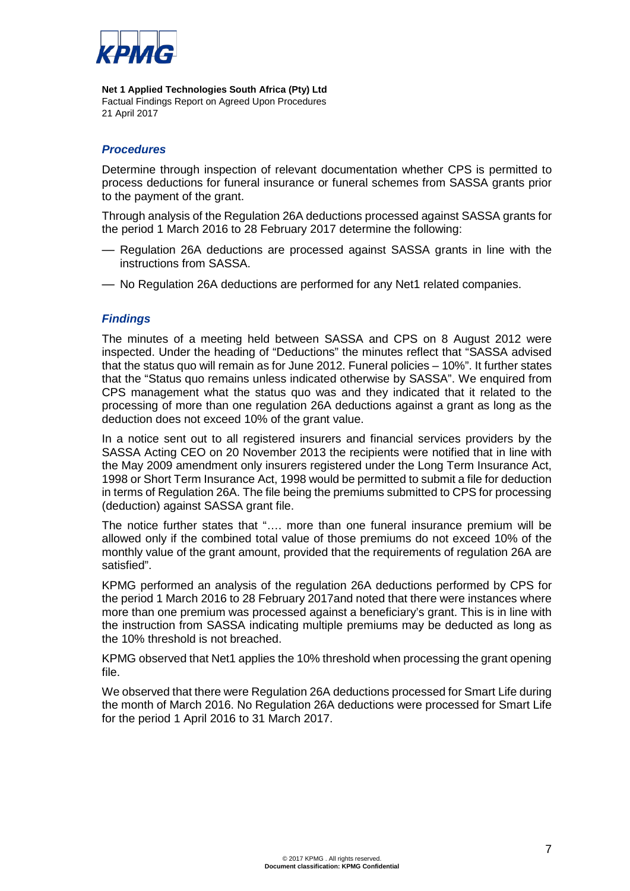### *Procedures*

Determine through inspection of relevant documentation whether CPS is permitted to process deductions for funeral insurance or funeral schemes from SASSA grants prior to the payment of the grant.

Through analysis of the Regulation 26A deductions processed against SASSA grants for the period 1 March 2016 to 28 February 2017 determine the following:

- Regulation 26A deductions are processed against SASSA grants in line with the instructions from SASSA.
- No Regulation 26A deductions are performed for any Net1 related companies.

### *Findings*

The minutes of a meeting held between SASSA and CPS on 8 August 2012 were inspected. Under the heading of "Deductions" the minutes reflect that "SASSA advised that the status quo will remain as for June 2012. Funeral policies – 10%". It further states that the "Status quo remains unless indicated otherwise by SASSA". We enquired from CPS management what the status quo was and they indicated that it related to the processing of more than one regulation 26A deductions against a grant as long as the deduction does not exceed 10% of the grant value.

In a notice sent out to all registered insurers and financial services providers by the SASSA Acting CEO on 20 November 2013 the recipients were notified that in line with the May 2009 amendment only insurers registered under the Long Term Insurance Act, 1998 or Short Term Insurance Act, 1998 would be permitted to submit a file for deduction in terms of Regulation 26A. The file being the premiums submitted to CPS for processing (deduction) against SASSA grant file.

The notice further states that "…. more than one funeral insurance premium will be allowed only if the combined total value of those premiums do not exceed 10% of the monthly value of the grant amount, provided that the requirements of regulation 26A are satisfied".

KPMG performed an analysis of the regulation 26A deductions performed by CPS for the period 1 March 2016 to 28 February 2017and noted that there were instances where more than one premium was processed against a beneficiary's grant. This is in line with the instruction from SASSA indicating multiple premiums may be deducted as long as the 10% threshold is not breached.

KPMG observed that Net1 applies the 10% threshold when processing the grant opening file.

We observed that there were Regulation 26A deductions processed for Smart Life during the month of March 2016. No Regulation 26A deductions were processed for Smart Life for the period 1 April 2016 to 31 March 2017.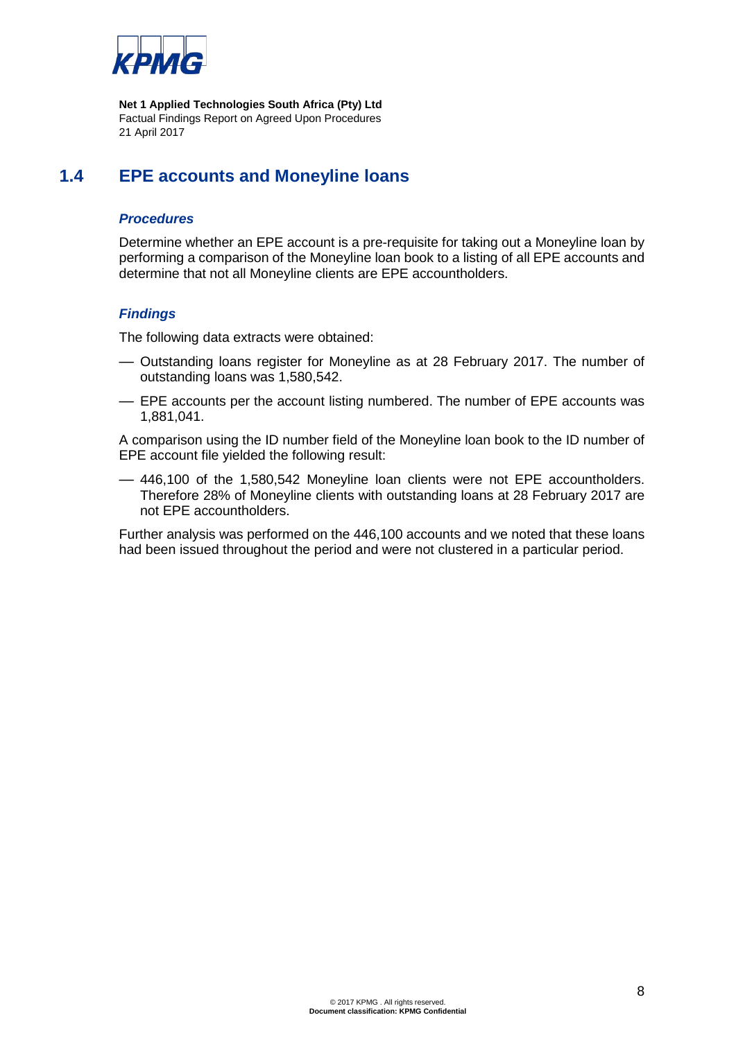## 1.4 EPE accounts and Moneyline loans

### *Procedures*

Determine whether an EPE account is a pre-requisite for taking out a Moneyline loan by performing a comparison of the Moneyline loan book to a listing of all EPE accounts and determine that not all Moneyline clients are EPE accountholders.

### *Findings*

The following data extracts were obtained:

- Outstanding loans register for Moneyline as at 28 February 2017. The number of outstanding loans was 1,580,542.
- EPE accounts per the account listing numbered. The number of EPE accounts was 1,881,041.

A comparison using the ID number field of the Moneyline loan book to the ID number of EPE account file yielded the following result:

- 446,100 of the 1,580,542 Moneyline loan clients were not EPE accountholders. Therefore 28% of Moneyline clients with outstanding loans at 28 February 2017 are not EPE accountholders.

Further analysis was performed on the 446,100 accounts and we noted that these loans had been issued throughout the period and were not clustered in a particular period.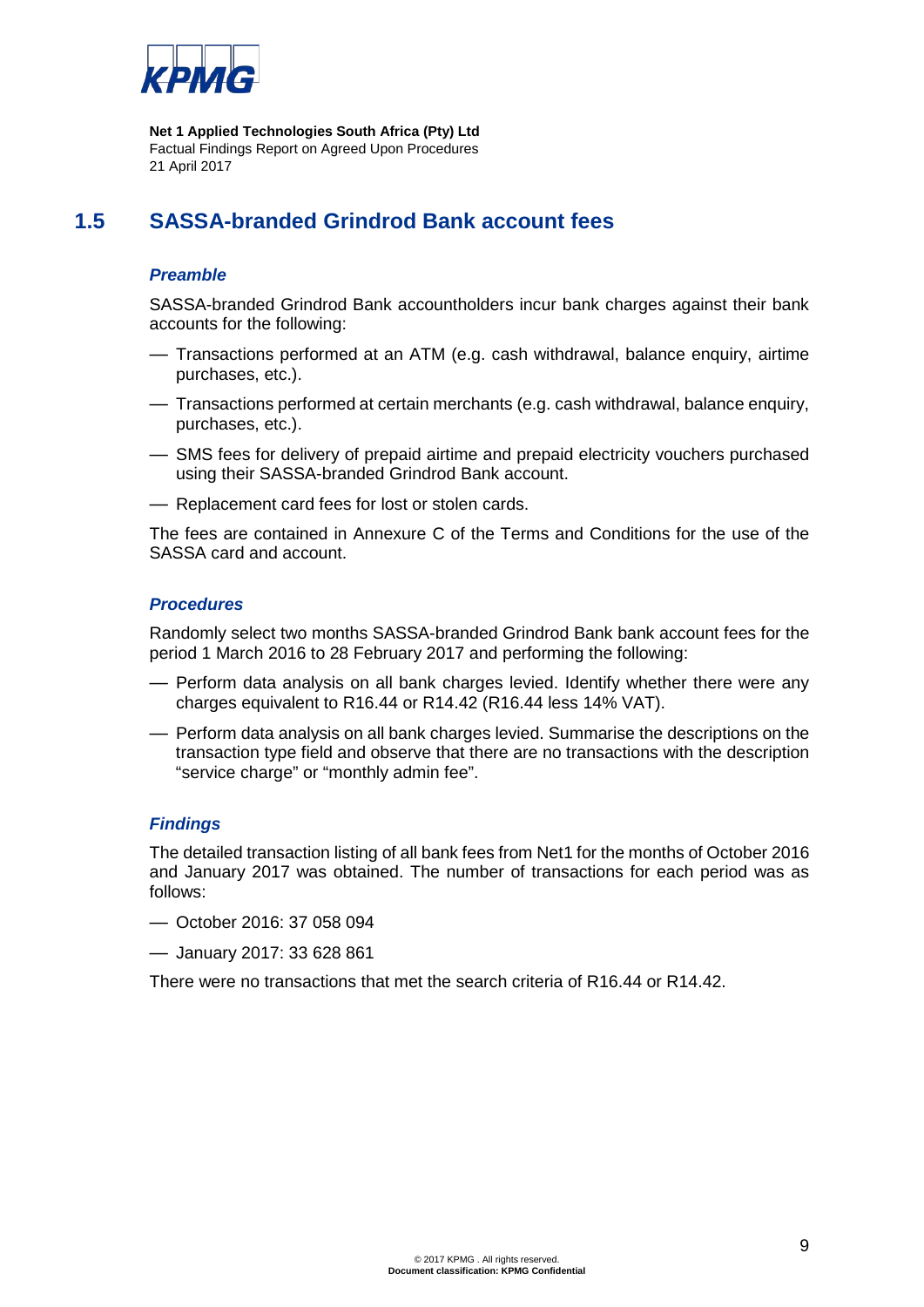## 1.5 SASSA-branded Grindrod Bank account fees

### *Preamble*

SASSA-branded Grindrod Bank accountholders incur bank charges against their bank accounts for the following:

- Transactions performed at an ATM (e.g. cash withdrawal, balance enquiry, airtime purchases, etc.).
- Transactions performed at certain merchants (e.g. cash withdrawal, balance enquiry, purchases, etc.).
- SMS fees for delivery of prepaid airtime and prepaid electricity vouchers purchased using their SASSA-branded Grindrod Bank account.
- Replacement card fees for lost or stolen cards.

The fees are contained in Annexure C of the Terms and Conditions for the use of the SASSA card and account.

### *Procedures*

Randomly select two months SASSA-branded Grindrod Bank bank account fees for the period 1 March 2016 to 28 February 2017 and performing the following:

- Perform data analysis on all bank charges levied. Identify whether there were any charges equivalent to R16.44 or R14.42 (R16.44 less 14% VAT).
- Perform data analysis on all bank charges levied. Summarise the descriptions on the transaction type field and observe that there are no transactions with the description "service charge" or "monthly admin fee".

### *Findings*

The detailed transaction listing of all bank fees from Net1 for the months of October 2016 and January 2017 was obtained. The number of transactions for each period was as follows:

- October 2016: 37 058 094
- January 2017: 33 628 861

There were no transactions that met the search criteria of R16.44 or R14.42.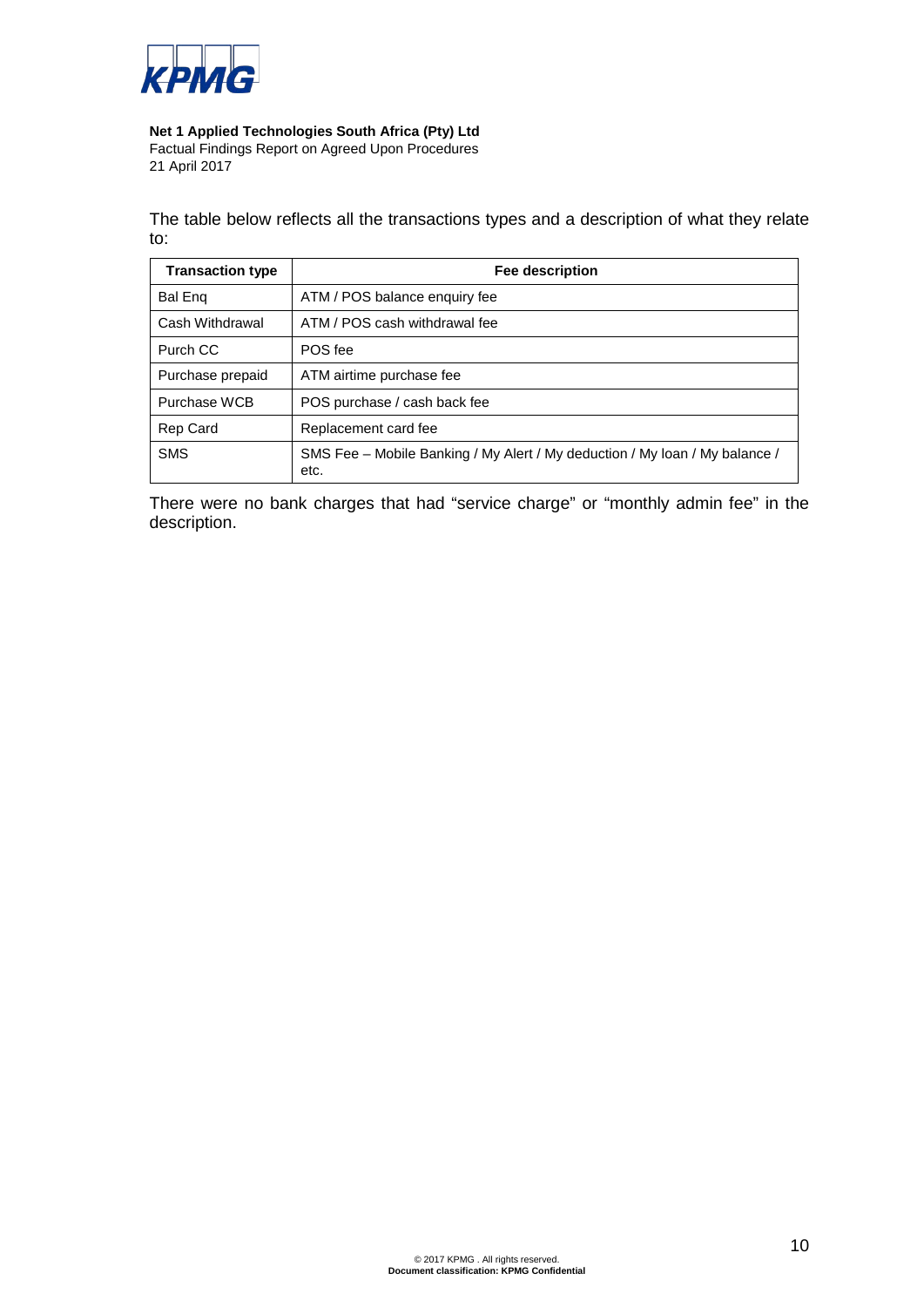**Net 1 Applied Technologies South Africa (Pty) Ltd**
Factual Findings Report on Agreed Upon Procedures
21 April 2017

The table below reflects all the transactions types and a description of what they relate to:

| Transaction type | Fee description |
|---|---|
| Bal Enq | ATM / POS balance enquiry fee |
| Cash Withdrawal | ATM / POS cash withdrawal fee |
| Purch CC | POS fee |
| Purchase prepaid | ATM airtime purchase fee |
| Purchase WCB | POS purchase / cash back fee |
| Rep Card | Replacement card fee |
| SMS | SMS Fee – Mobile Banking / My Alert / My deduction / My loan / My balance / etc. |

There were no bank charges that had "service charge" or "monthly admin fee" in the description.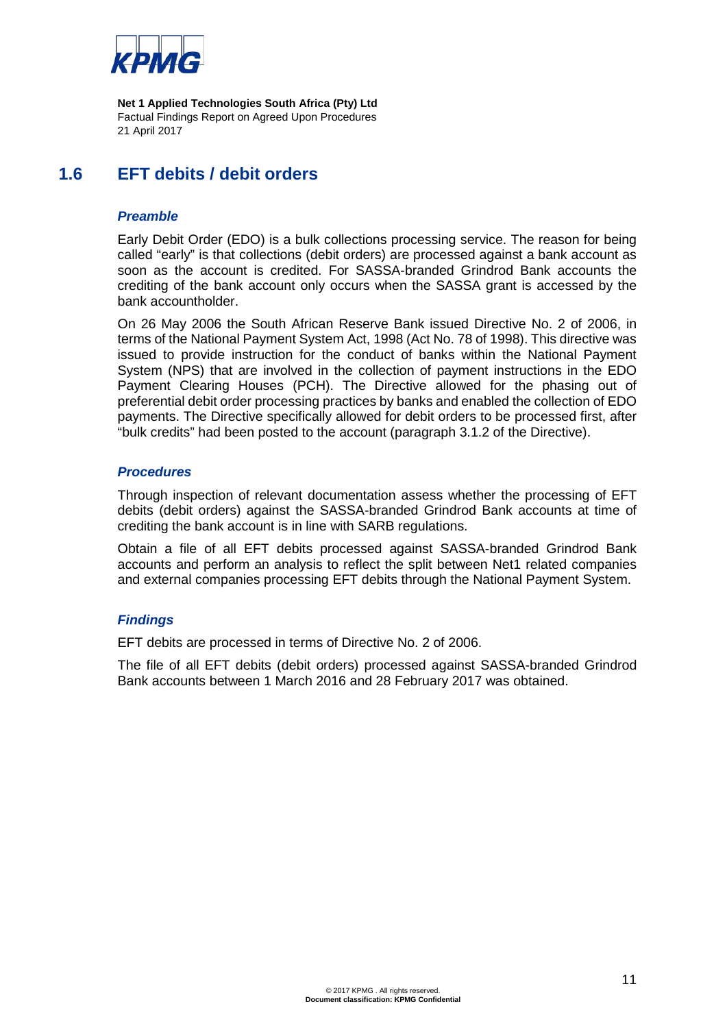## 1.6 EFT debits / debit orders

### *Preamble*

Early Debit Order (EDO) is a bulk collections processing service. The reason for being called "early" is that collections (debit orders) are processed against a bank account as soon as the account is credited. For SASSA-branded Grindrod Bank accounts the crediting of the bank account only occurs when the SASSA grant is accessed by the bank accountholder.

On 26 May 2006 the South African Reserve Bank issued Directive No. 2 of 2006, in terms of the National Payment System Act, 1998 (Act No. 78 of 1998). This directive was issued to provide instruction for the conduct of banks within the National Payment System (NPS) that are involved in the collection of payment instructions in the EDO Payment Clearing Houses (PCH). The Directive allowed for the phasing out of preferential debit order processing practices by banks and enabled the collection of EDO payments. The Directive specifically allowed for debit orders to be processed first, after "bulk credits" had been posted to the account (paragraph 3.1.2 of the Directive).

### *Procedures*

Through inspection of relevant documentation assess whether the processing of EFT debits (debit orders) against the SASSA-branded Grindrod Bank accounts at time of crediting the bank account is in line with SARB regulations.

Obtain a file of all EFT debits processed against SASSA-branded Grindrod Bank accounts and perform an analysis to reflect the split between Net1 related companies and external companies processing EFT debits through the National Payment System.

### *Findings*

EFT debits are processed in terms of Directive No. 2 of 2006.

The file of all EFT debits (debit orders) processed against SASSA-branded Grindrod Bank accounts between 1 March 2016 and 28 February 2017 was obtained.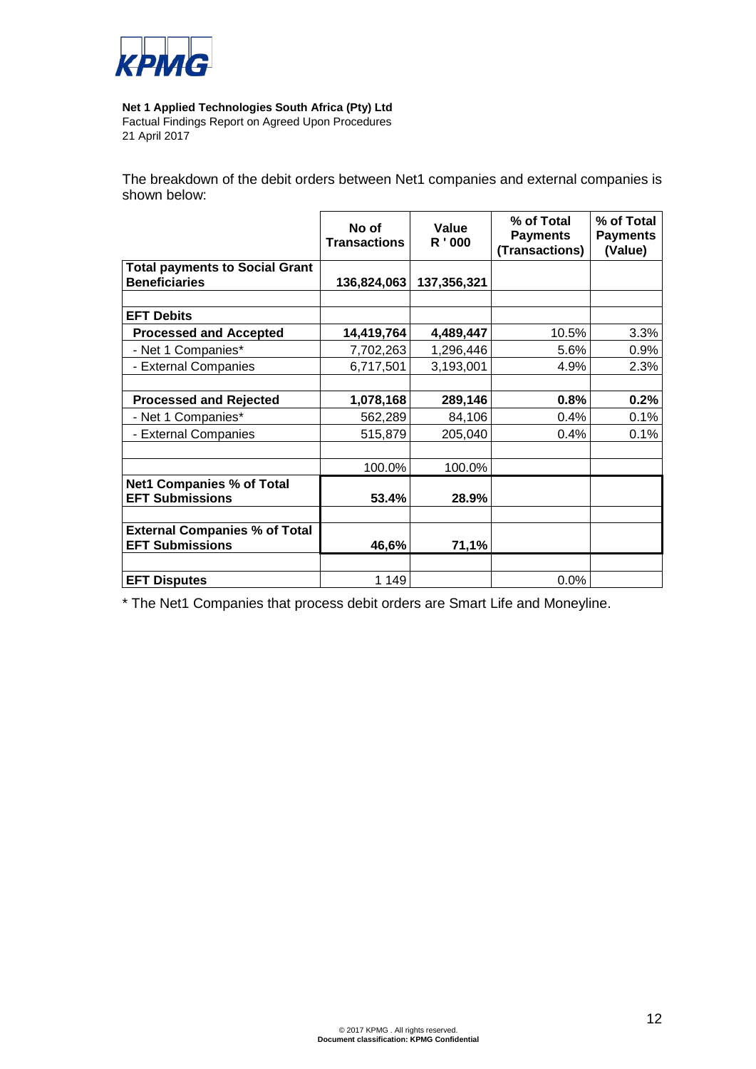**Net 1 Applied Technologies South Africa (Pty) Ltd**
Factual Findings Report on Agreed Upon Procedures
21 April 2017

The breakdown of the debit orders between Net1 companies and external companies is shown below:

| | No of Transactions | Value R ' 000 | % of Total Payments (Transactions) | % of Total Payments (Value) |
|---|---|---|---|---|
| **Total payments to Social Grant Beneficiaries** | **136,824,063** | **137,356,321** | | |
| | | | | |
| **EFT Debits** | | | | |
| **Processed and Accepted** | **14,419,764** | **4,489,447** | 10.5% | 3.3% |
| - Net 1 Companies* | 7,702,263 | 1,296,446 | 5.6% | 0.9% |
| - External Companies | 6,717,501 | 3,193,001 | 4.9% | 2.3% |
| | | | | |
| **Processed and Rejected** | **1,078,168** | **289,146** | **0.8%** | **0.2%** |
| - Net 1 Companies* | 562,289 | 84,106 | 0.4% | 0.1% |
| - External Companies | 515,879 | 205,040 | 0.4% | 0.1% |
| | | | | |
| | 100.0% | 100.0% | | |
| **Net1 Companies % of Total EFT Submissions** | **53.4%** | **28.9%** | | |
| | | | | |
| **External Companies % of Total EFT Submissions** | **46,6%** | **71,1%** | | |
| | | | | |
| **EFT Disputes** | 1 149 | | 0.0% | |

\* The Net1 Companies that process debit orders are Smart Life and Moneyline.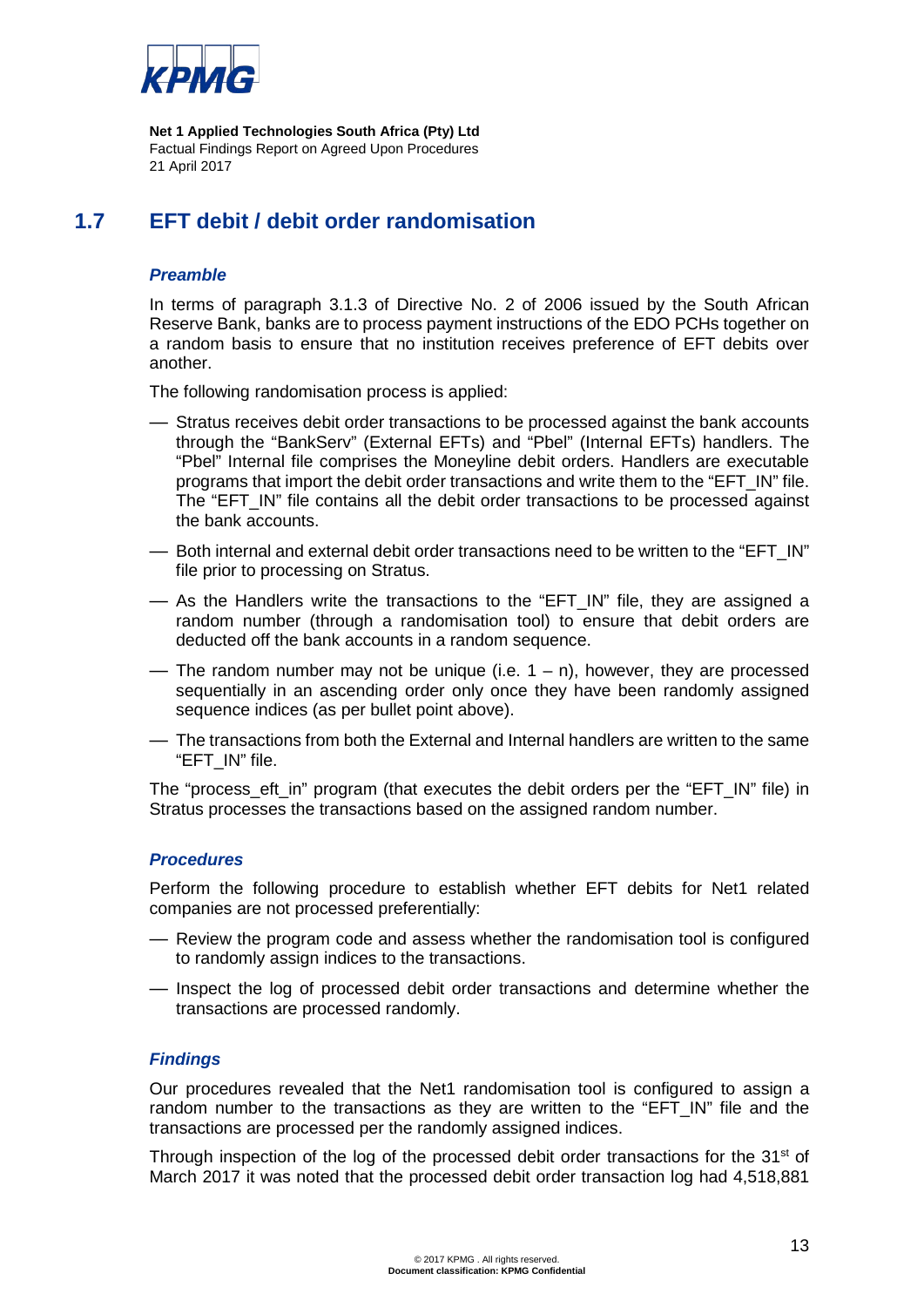## 1.7 EFT debit / debit order randomisation

### *Preamble*

In terms of paragraph 3.1.3 of Directive No. 2 of 2006 issued by the South African Reserve Bank, banks are to process payment instructions of the EDO PCHs together on a random basis to ensure that no institution receives preference of EFT debits over another.

The following randomisation process is applied:

- Stratus receives debit order transactions to be processed against the bank accounts through the "BankServ" (External EFTs) and "Pbel" (Internal EFTs) handlers. The "Pbel" Internal file comprises the Moneyline debit orders. Handlers are executable programs that import the debit order transactions and write them to the "EFT_IN" file. The "EFT_IN" file contains all the debit order transactions to be processed against the bank accounts.
- Both internal and external debit order transactions need to be written to the "EFT_IN" file prior to processing on Stratus.
- As the Handlers write the transactions to the "EFT_IN" file, they are assigned a random number (through a randomisation tool) to ensure that debit orders are deducted off the bank accounts in a random sequence.
- The random number may not be unique (i.e. 1 – n), however, they are processed sequentially in an ascending order only once they have been randomly assigned sequence indices (as per bullet point above).
- The transactions from both the External and Internal handlers are written to the same "EFT_IN" file.

The "process_eft_in" program (that executes the debit orders per the "EFT_IN" file) in Stratus processes the transactions based on the assigned random number.

### *Procedures*

Perform the following procedure to establish whether EFT debits for Net1 related companies are not processed preferentially:

- Review the program code and assess whether the randomisation tool is configured to randomly assign indices to the transactions.
- Inspect the log of processed debit order transactions and determine whether the transactions are processed randomly.

### *Findings*

Our procedures revealed that the Net1 randomisation tool is configured to assign a random number to the transactions as they are written to the "EFT_IN" file and the transactions are processed per the randomly assigned indices.

Through inspection of the log of the processed debit order transactions for the 31st of March 2017 it was noted that the processed debit order transaction log had 4,518,881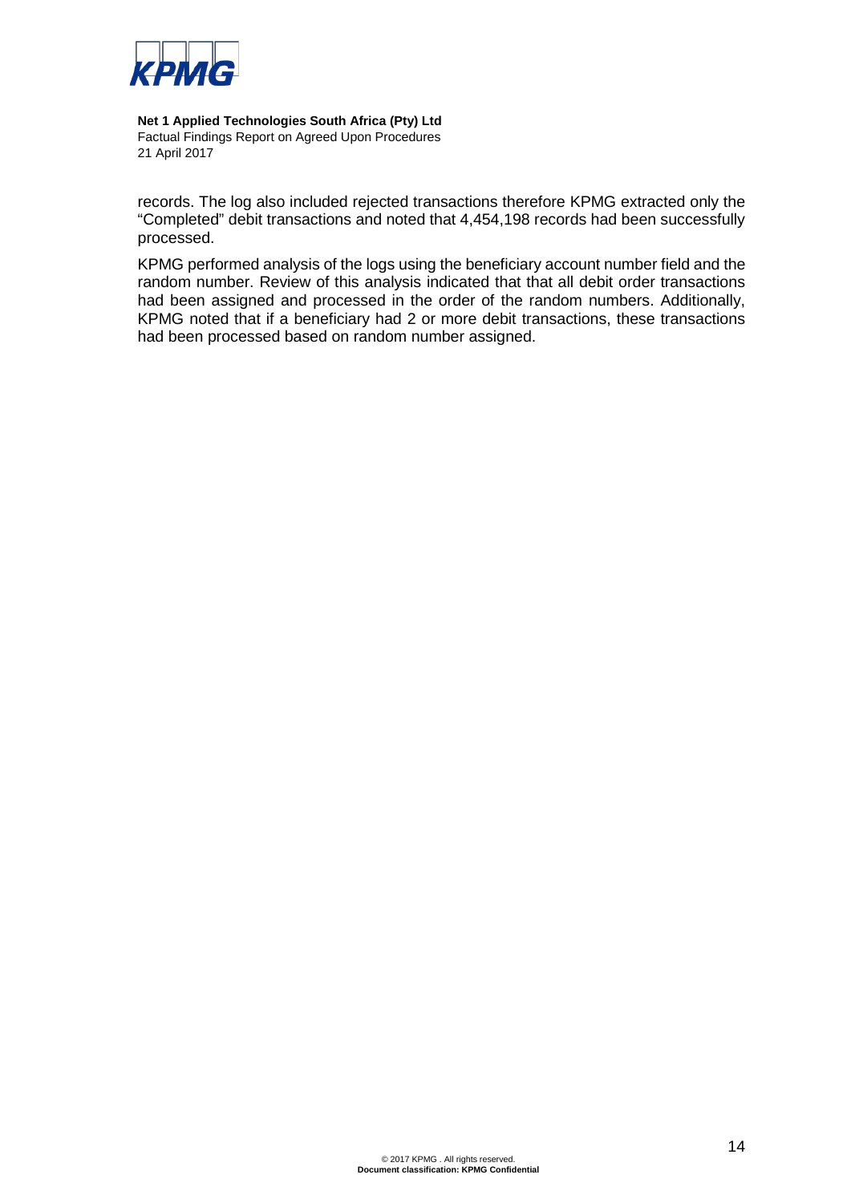records. The log also included rejected transactions therefore KPMG extracted only the "Completed" debit transactions and noted that 4,454,198 records had been successfully processed.

KPMG performed analysis of the logs using the beneficiary account number field and the random number. Review of this analysis indicated that that all debit order transactions had been assigned and processed in the order of the random numbers. Additionally, KPMG noted that if a beneficiary had 2 or more debit transactions, these transactions had been processed based on random number assigned.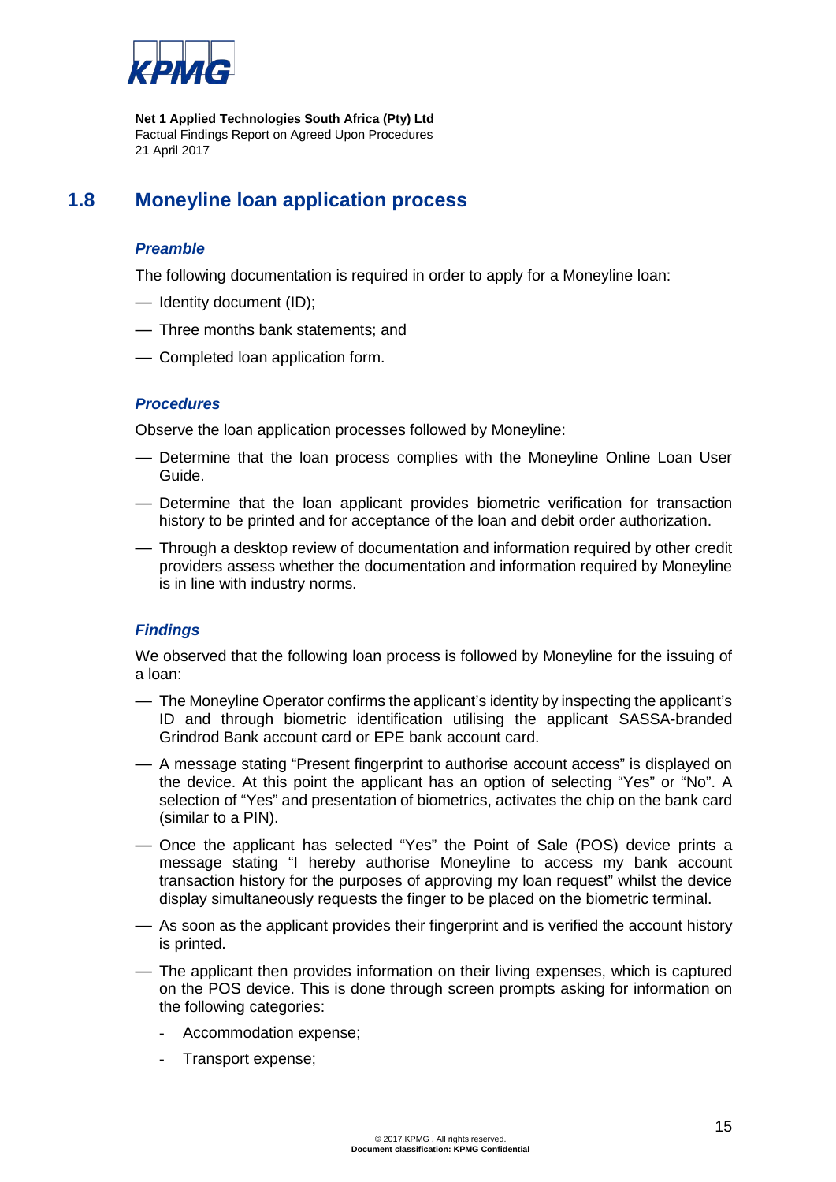## 1.8 Moneyline loan application process

### *Preamble*

The following documentation is required in order to apply for a Moneyline loan:

- Identity document (ID);
- Three months bank statements; and
- Completed loan application form.

### *Procedures*

Observe the loan application processes followed by Moneyline:

- Determine that the loan process complies with the Moneyline Online Loan User Guide.
- Determine that the loan applicant provides biometric verification for transaction history to be printed and for acceptance of the loan and debit order authorization.
- Through a desktop review of documentation and information required by other credit providers assess whether the documentation and information required by Moneyline is in line with industry norms.

### *Findings*

We observed that the following loan process is followed by Moneyline for the issuing of a loan:

- The Moneyline Operator confirms the applicant's identity by inspecting the applicant's ID and through biometric identification utilising the applicant SASSA-branded Grindrod Bank account card or EPE bank account card.
- A message stating "Present fingerprint to authorise account access" is displayed on the device. At this point the applicant has an option of selecting "Yes" or "No". A selection of "Yes" and presentation of biometrics, activates the chip on the bank card (similar to a PIN).
- Once the applicant has selected "Yes" the Point of Sale (POS) device prints a message stating "I hereby authorise Moneyline to access my bank account transaction history for the purposes of approving my loan request" whilst the device display simultaneously requests the finger to be placed on the biometric terminal.
- As soon as the applicant provides their fingerprint and is verified the account history is printed.
- The applicant then provides information on their living expenses, which is captured on the POS device. This is done through screen prompts asking for information on the following categories:
  - Accommodation expense;
  - Transport expense;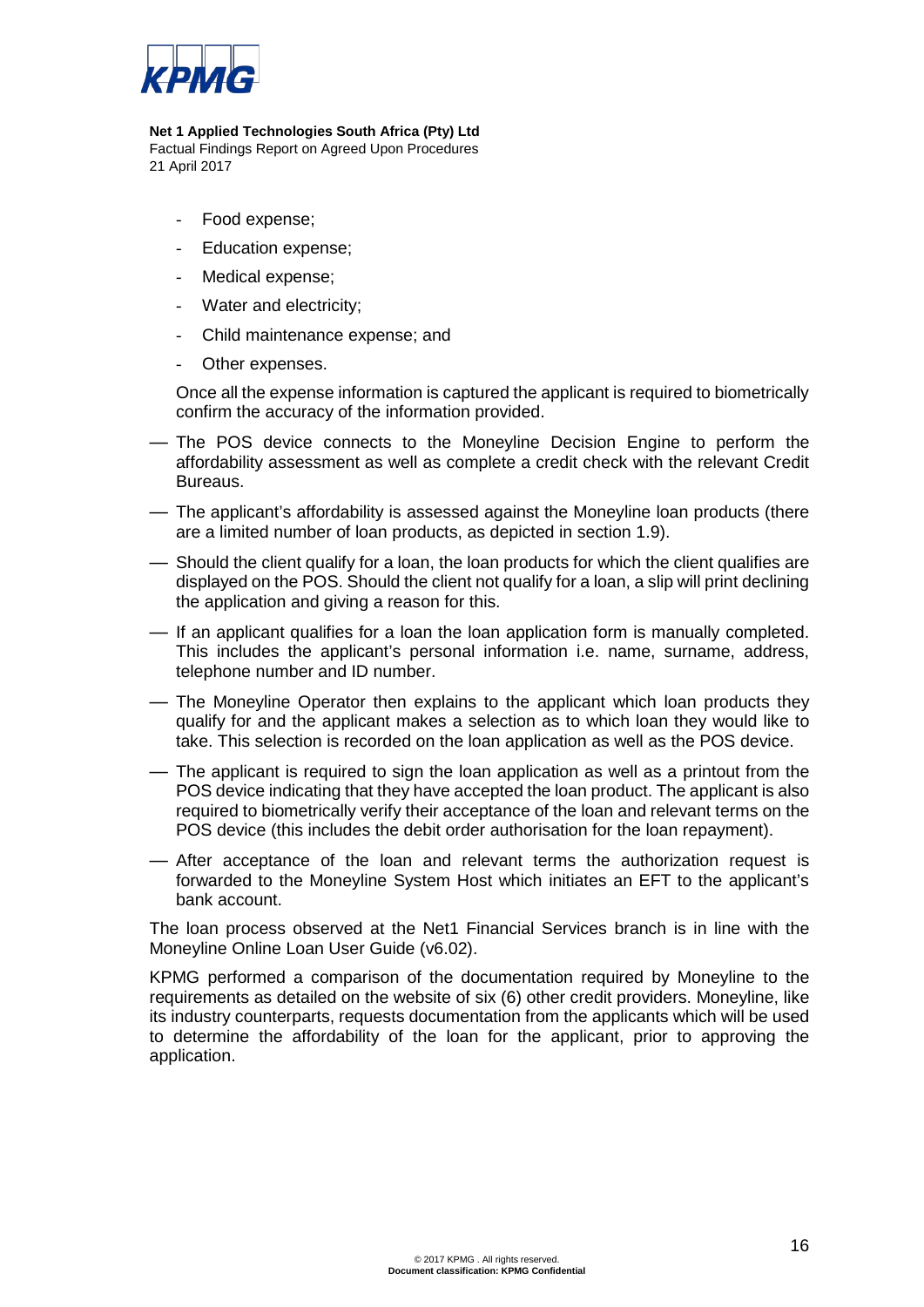- Food expense;
- Education expense;
- Medical expense;
- Water and electricity;
- Child maintenance expense; and
- Other expenses.

Once all the expense information is captured the applicant is required to biometrically confirm the accuracy of the information provided.

- The POS device connects to the Moneyline Decision Engine to perform the affordability assessment as well as complete a credit check with the relevant Credit Bureaus.
- The applicant's affordability is assessed against the Moneyline loan products (there are a limited number of loan products, as depicted in section 1.9).
- Should the client qualify for a loan, the loan products for which the client qualifies are displayed on the POS. Should the client not qualify for a loan, a slip will print declining the application and giving a reason for this.
- If an applicant qualifies for a loan the loan application form is manually completed. This includes the applicant's personal information i.e. name, surname, address, telephone number and ID number.
- The Moneyline Operator then explains to the applicant which loan products they qualify for and the applicant makes a selection as to which loan they would like to take. This selection is recorded on the loan application as well as the POS device.
- The applicant is required to sign the loan application as well as a printout from the POS device indicating that they have accepted the loan product. The applicant is also required to biometrically verify their acceptance of the loan and relevant terms on the POS device (this includes the debit order authorisation for the loan repayment).
- After acceptance of the loan and relevant terms the authorization request is forwarded to the Moneyline System Host which initiates an EFT to the applicant's bank account.

The loan process observed at the Net1 Financial Services branch is in line with the Moneyline Online Loan User Guide (v6.02).

KPMG performed a comparison of the documentation required by Moneyline to the requirements as detailed on the website of six (6) other credit providers. Moneyline, like its industry counterparts, requests documentation from the applicants which will be used to determine the affordability of the loan for the applicant, prior to approving the application.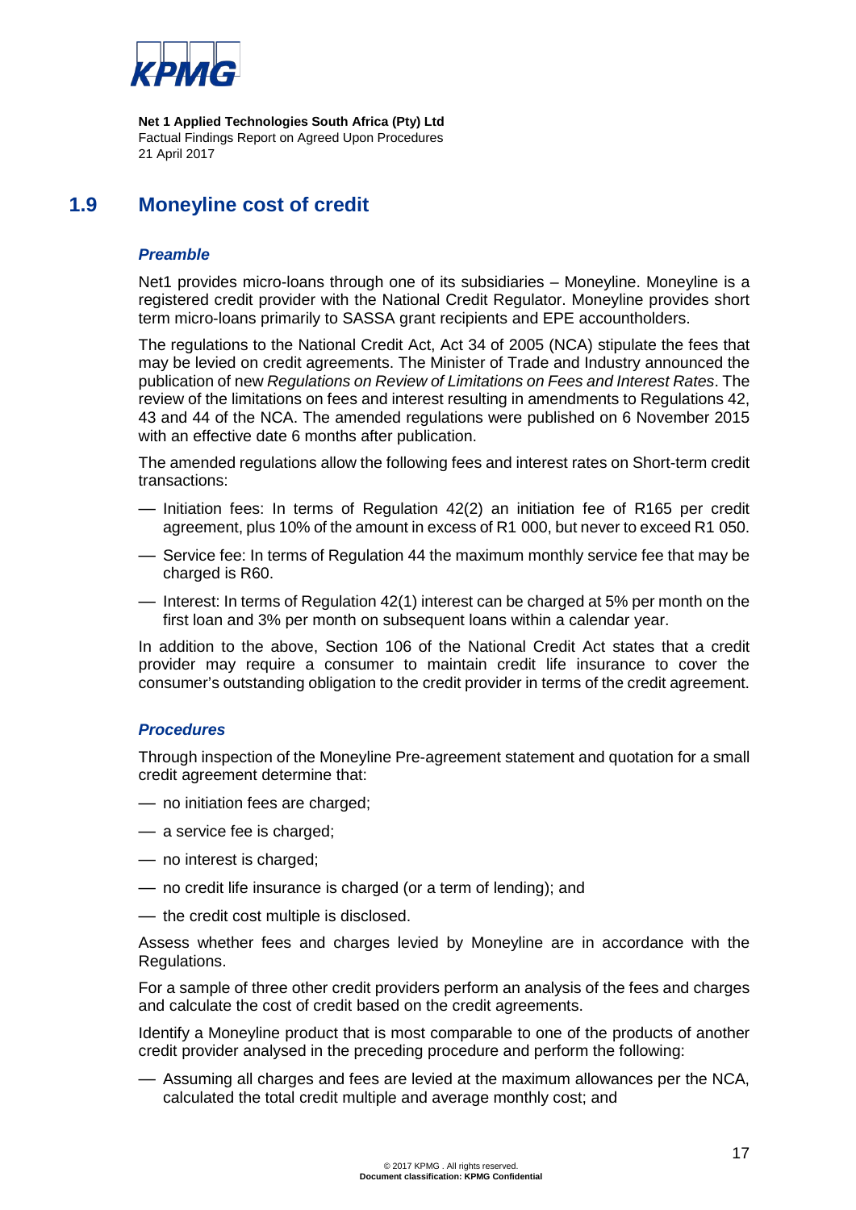## 1.9 Moneyline cost of credit

### *Preamble*

Net1 provides micro-loans through one of its subsidiaries – Moneyline. Moneyline is a registered credit provider with the National Credit Regulator. Moneyline provides short term micro-loans primarily to SASSA grant recipients and EPE accountholders.

The regulations to the National Credit Act, Act 34 of 2005 (NCA) stipulate the fees that may be levied on credit agreements. The Minister of Trade and Industry announced the publication of new *Regulations on Review of Limitations on Fees and Interest Rates*. The review of the limitations on fees and interest resulting in amendments to Regulations 42, 43 and 44 of the NCA. The amended regulations were published on 6 November 2015 with an effective date 6 months after publication.

The amended regulations allow the following fees and interest rates on Short-term credit transactions:

- Initiation fees: In terms of Regulation 42(2) an initiation fee of R165 per credit agreement, plus 10% of the amount in excess of R1 000, but never to exceed R1 050.
- Service fee: In terms of Regulation 44 the maximum monthly service fee that may be charged is R60.
- Interest: In terms of Regulation 42(1) interest can be charged at 5% per month on the first loan and 3% per month on subsequent loans within a calendar year.

In addition to the above, Section 106 of the National Credit Act states that a credit provider may require a consumer to maintain credit life insurance to cover the consumer's outstanding obligation to the credit provider in terms of the credit agreement.

### *Procedures*

Through inspection of the Moneyline Pre-agreement statement and quotation for a small credit agreement determine that:

- no initiation fees are charged;
- a service fee is charged;
- no interest is charged;
- no credit life insurance is charged (or a term of lending); and
- the credit cost multiple is disclosed.

Assess whether fees and charges levied by Moneyline are in accordance with the Regulations.

For a sample of three other credit providers perform an analysis of the fees and charges and calculate the cost of credit based on the credit agreements.

Identify a Moneyline product that is most comparable to one of the products of another credit provider analysed in the preceding procedure and perform the following:

- Assuming all charges and fees are levied at the maximum allowances per the NCA, calculated the total credit multiple and average monthly cost; and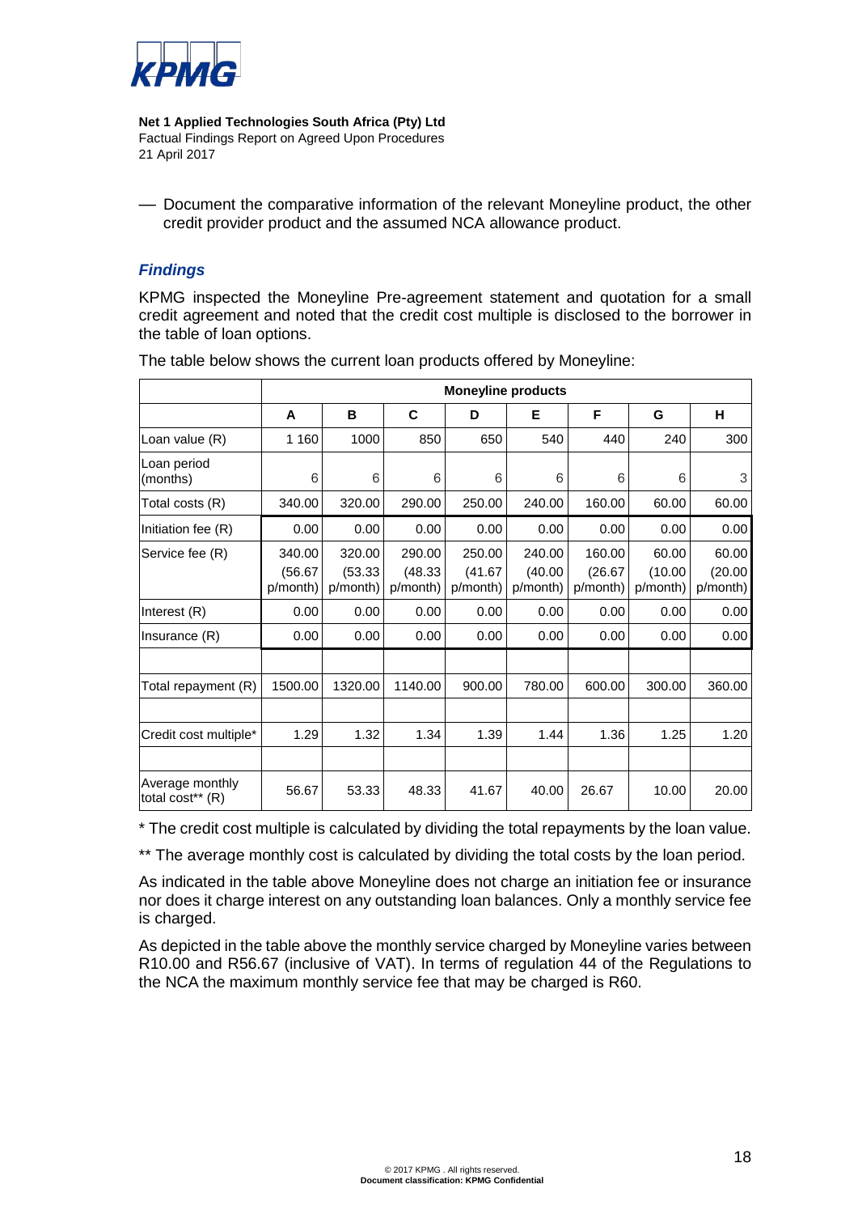— Document the comparative information of the relevant Moneyline product, the other credit provider product and the assumed NCA allowance product.

### *Findings*

KPMG inspected the Moneyline Pre-agreement statement and quotation for a small credit agreement and noted that the credit cost multiple is disclosed to the borrower in the table of loan options.

The table below shows the current loan products offered by Moneyline:

| | Moneyline products | | | | | | | |
|---|---|---|---|---|---|---|---|---|
| | **A** | **B** | **C** | **D** | **E** | **F** | **G** | **H** |
| Loan value (R) | 1 160 | 1000 | 850 | 650 | 540 | 440 | 240 | 300 |
| Loan period (months) | 6 | 6 | 6 | 6 | 6 | 6 | 6 | 3 |
| Total costs (R) | 340.00 | 320.00 | 290.00 | 250.00 | 240.00 | 160.00 | 60.00 | 60.00 |
| Initiation fee (R) | 0.00 | 0.00 | 0.00 | 0.00 | 0.00 | 0.00 | 0.00 | 0.00 |
| Service fee (R) | 340.00 (56.67 p/month) | 320.00 (53.33 p/month) | 290.00 (48.33 p/month) | 250.00 (41.67 p/month) | 240.00 (40.00 p/month) | 160.00 (26.67 p/month) | 60.00 (10.00 p/month) | 60.00 (20.00 p/month) |
| Interest (R) | 0.00 | 0.00 | 0.00 | 0.00 | 0.00 | 0.00 | 0.00 | 0.00 |
| Insurance (R) | 0.00 | 0.00 | 0.00 | 0.00 | 0.00 | 0.00 | 0.00 | 0.00 |
| | | | | | | | | |
| Total repayment (R) | 1500.00 | 1320.00 | 1140.00 | 900.00 | 780.00 | 600.00 | 300.00 | 360.00 |
| | | | | | | | | |
| Credit cost multiple* | 1.29 | 1.32 | 1.34 | 1.39 | 1.44 | 1.36 | 1.25 | 1.20 |
| | | | | | | | | |
| Average monthly total cost** (R) | 56.67 | 53.33 | 48.33 | 41.67 | 40.00 | 26.67 | 10.00 | 20.00 |

\* The credit cost multiple is calculated by dividing the total repayments by the loan value.

** The average monthly cost is calculated by dividing the total costs by the loan period.

As indicated in the table above Moneyline does not charge an initiation fee or insurance nor does it charge interest on any outstanding loan balances. Only a monthly service fee is charged.

As depicted in the table above the monthly service charged by Moneyline varies between R10.00 and R56.67 (inclusive of VAT). In terms of regulation 44 of the Regulations to the NCA the maximum monthly service fee that may be charged is R60.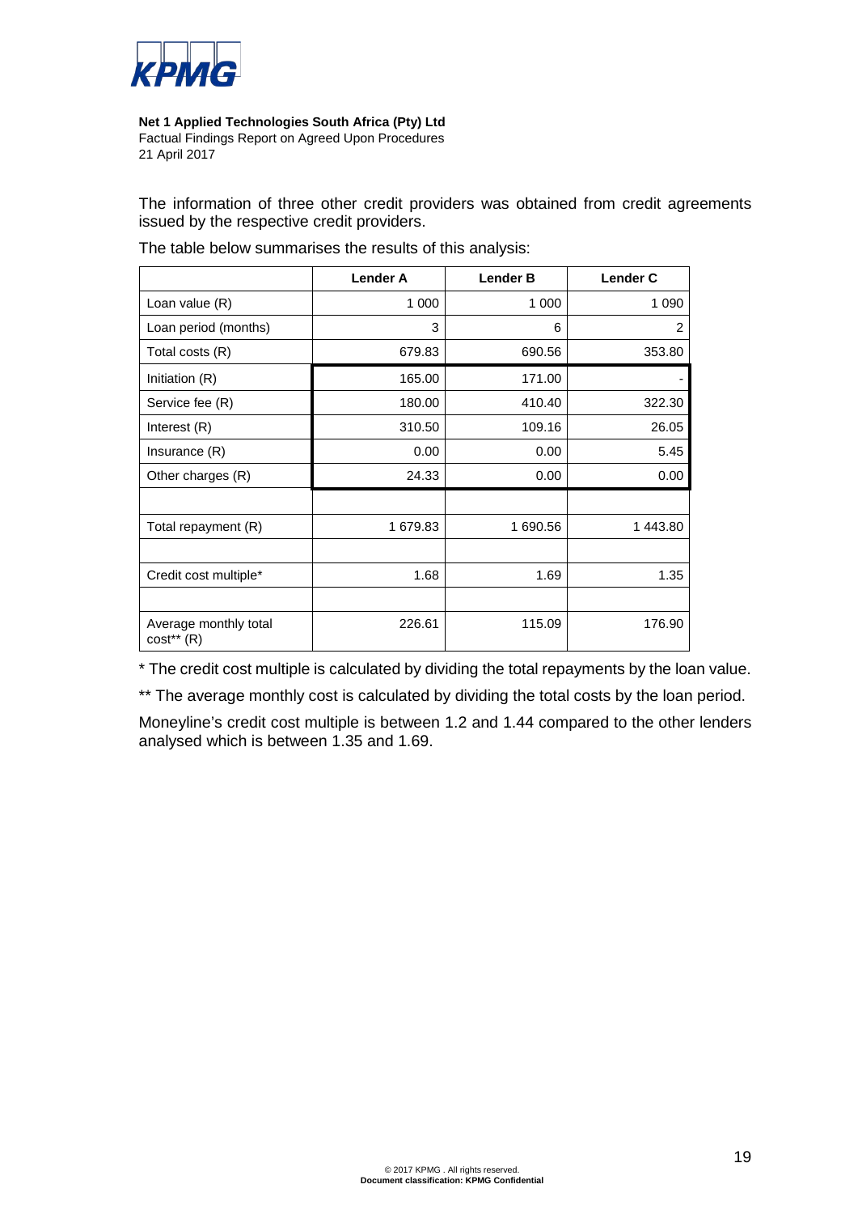**Net 1 Applied Technologies South Africa (Pty) Ltd**
Factual Findings Report on Agreed Upon Procedures
21 April 2017

The information of three other credit providers was obtained from credit agreements issued by the respective credit providers.

The table below summarises the results of this analysis:

| | **Lender A** | **Lender B** | **Lender C** |
|---|---|---|---|
| Loan value (R) | 1 000 | 1 000 | 1 090 |
| Loan period (months) | 3 | 6 | 2 |
| Total costs (R) | 679.83 | 690.56 | 353.80 |
| Initiation (R) | 165.00 | 171.00 | - |
| Service fee (R) | 180.00 | 410.40 | 322.30 |
| Interest (R) | 310.50 | 109.16 | 26.05 |
| Insurance (R) | 0.00 | 0.00 | 5.45 |
| Other charges (R) | 24.33 | 0.00 | 0.00 |
| | | | |
| Total repayment (R) | 1 679.83 | 1 690.56 | 1 443.80 |
| | | | |
| Credit cost multiple* | 1.68 | 1.69 | 1.35 |
| | | | |
| Average monthly total cost** (R) | 226.61 | 115.09 | 176.90 |

\* The credit cost multiple is calculated by dividing the total repayments by the loan value.

\*\* The average monthly cost is calculated by dividing the total costs by the loan period.

Moneyline's credit cost multiple is between 1.2 and 1.44 compared to the other lenders analysed which is between 1.35 and 1.69.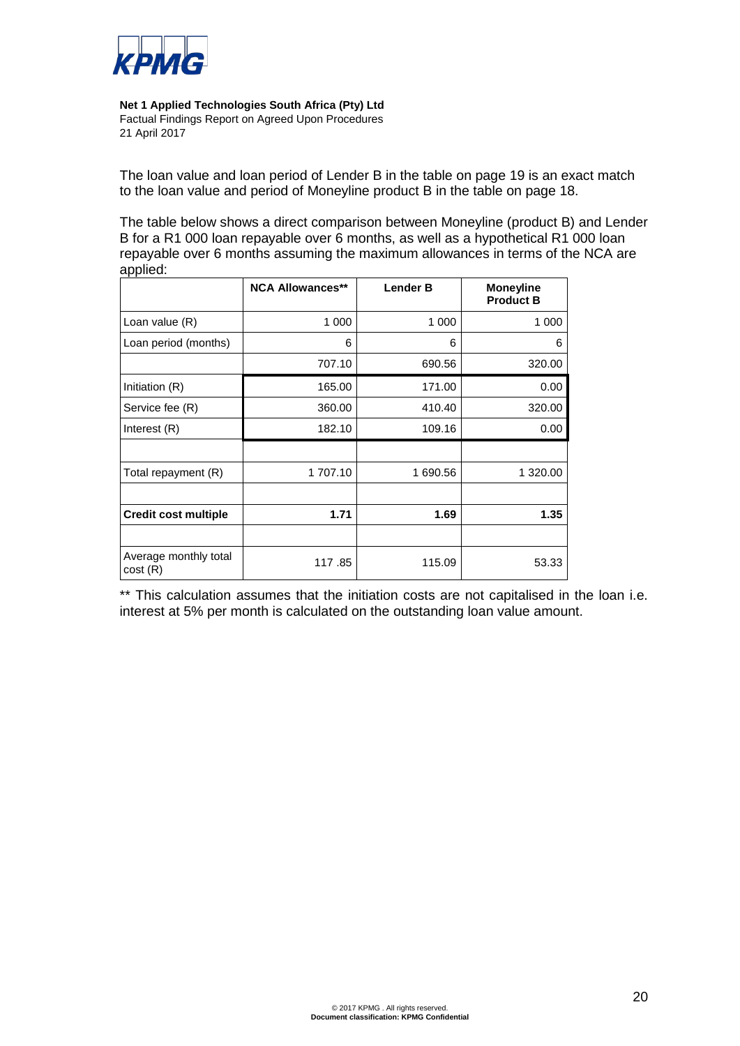The loan value and loan period of Lender B in the table on page 19 is an exact match to the loan value and period of Moneyline product B in the table on page 18.

The table below shows a direct comparison between Moneyline (product B) and Lender B for a R1 000 loan repayable over 6 months, as well as a hypothetical R1 000 loan repayable over 6 months assuming the maximum allowances in terms of the NCA are applied:

| | NCA Allowances** | Lender B | Moneyline Product B |
|---|---|---|---|
| Loan value (R) | 1 000 | 1 000 | 1 000 |
| Loan period (months) | 6 | 6 | 6 |
| | 707.10 | 690.56 | 320.00 |
| Initiation (R) | 165.00 | 171.00 | 0.00 |
| Service fee (R) | 360.00 | 410.40 | 320.00 |
| Interest (R) | 182.10 | 109.16 | 0.00 |
| | | | |
| Total repayment (R) | 1 707.10 | 1 690.56 | 1 320.00 |
| | | | |
| **Credit cost multiple** | **1.71** | **1.69** | **1.35** |
| | | | |
| Average monthly total cost (R) | 117 .85 | 115.09 | 53.33 |

** This calculation assumes that the initiation costs are not capitalised in the loan i.e. interest at 5% per month is calculated on the outstanding loan value amount.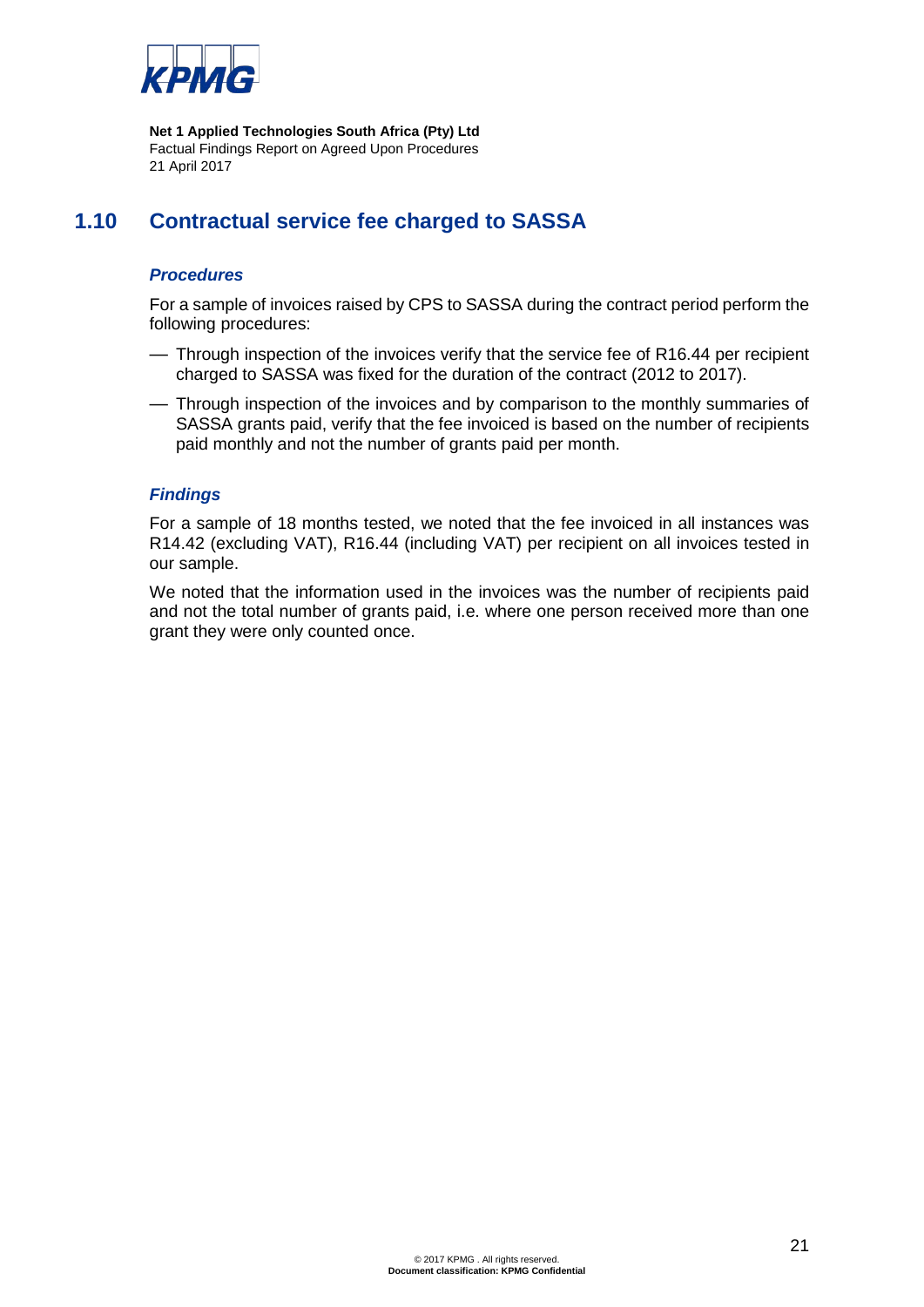## 1.10 Contractual service fee charged to SASSA

### *Procedures*

For a sample of invoices raised by CPS to SASSA during the contract period perform the following procedures:

- Through inspection of the invoices verify that the service fee of R16.44 per recipient charged to SASSA was fixed for the duration of the contract (2012 to 2017).
- Through inspection of the invoices and by comparison to the monthly summaries of SASSA grants paid, verify that the fee invoiced is based on the number of recipients paid monthly and not the number of grants paid per month.

### *Findings*

For a sample of 18 months tested, we noted that the fee invoiced in all instances was R14.42 (excluding VAT), R16.44 (including VAT) per recipient on all invoices tested in our sample.

We noted that the information used in the invoices was the number of recipients paid and not the total number of grants paid, i.e. where one person received more than one grant they were only counted once.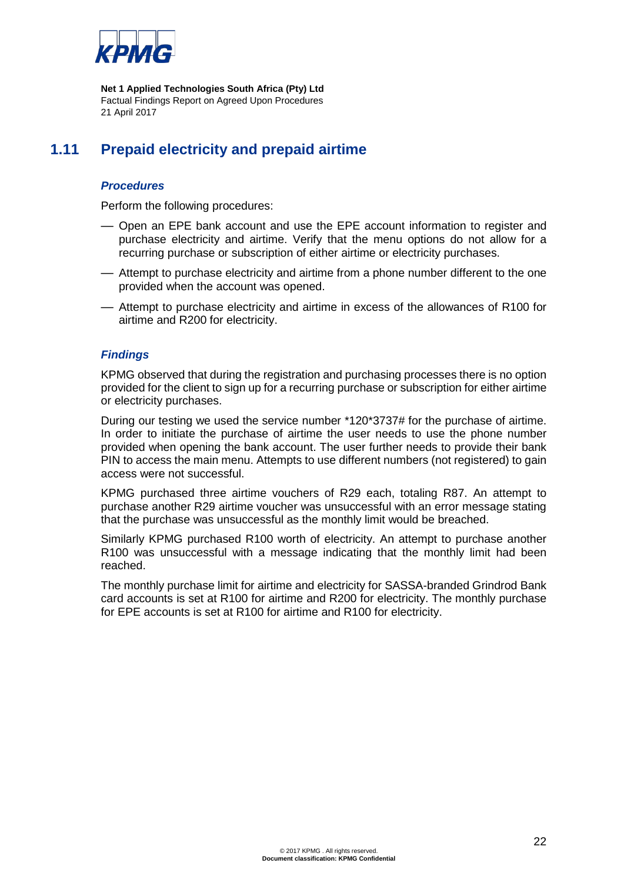## 1.11 Prepaid electricity and prepaid airtime

### *Procedures*

Perform the following procedures:

- Open an EPE bank account and use the EPE account information to register and purchase electricity and airtime. Verify that the menu options do not allow for a recurring purchase or subscription of either airtime or electricity purchases.
- Attempt to purchase electricity and airtime from a phone number different to the one provided when the account was opened.
- Attempt to purchase electricity and airtime in excess of the allowances of R100 for airtime and R200 for electricity.

### *Findings*

KPMG observed that during the registration and purchasing processes there is no option provided for the client to sign up for a recurring purchase or subscription for either airtime or electricity purchases.

During our testing we used the service number *120*3737# for the purchase of airtime. In order to initiate the purchase of airtime the user needs to use the phone number provided when opening the bank account. The user further needs to provide their bank PIN to access the main menu. Attempts to use different numbers (not registered) to gain access were not successful.

KPMG purchased three airtime vouchers of R29 each, totaling R87. An attempt to purchase another R29 airtime voucher was unsuccessful with an error message stating that the purchase was unsuccessful as the monthly limit would be breached.

Similarly KPMG purchased R100 worth of electricity. An attempt to purchase another R100 was unsuccessful with a message indicating that the monthly limit had been reached.

The monthly purchase limit for airtime and electricity for SASSA-branded Grindrod Bank card accounts is set at R100 for airtime and R200 for electricity. The monthly purchase for EPE accounts is set at R100 for airtime and R100 for electricity.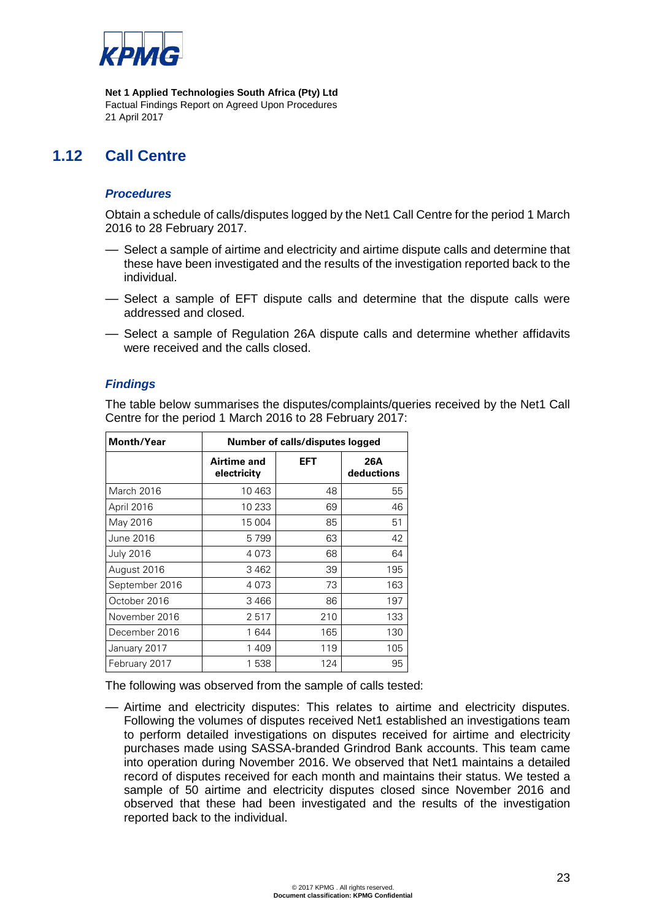## 1.12 Call Centre

### *Procedures*

Obtain a schedule of calls/disputes logged by the Net1 Call Centre for the period 1 March 2016 to 28 February 2017.

- Select a sample of airtime and electricity and airtime dispute calls and determine that these have been investigated and the results of the investigation reported back to the individual.
- Select a sample of EFT dispute calls and determine that the dispute calls were addressed and closed.
- Select a sample of Regulation 26A dispute calls and determine whether affidavits were received and the calls closed.

### *Findings*

The table below summarises the disputes/complaints/queries received by the Net1 Call Centre for the period 1 March 2016 to 28 February 2017:

| Month/Year | Number of calls/disputes logged | | |
|---|---|---|---|
| | **Airtime and electricity** | **EFT** | **26A deductions** |
| March 2016 | 10 463 | 48 | 55 |
| April 2016 | 10 233 | 69 | 46 |
| May 2016 | 15 004 | 85 | 51 |
| June 2016 | 5 799 | 63 | 42 |
| July 2016 | 4 073 | 68 | 64 |
| August 2016 | 3 462 | 39 | 195 |
| September 2016 | 4 073 | 73 | 163 |
| October 2016 | 3 466 | 86 | 197 |
| November 2016 | 2 517 | 210 | 133 |
| December 2016 | 1 644 | 165 | 130 |
| January 2017 | 1 409 | 119 | 105 |
| February 2017 | 1 538 | 124 | 95 |

The following was observed from the sample of calls tested:

- Airtime and electricity disputes: This relates to airtime and electricity disputes. Following the volumes of disputes received Net1 established an investigations team to perform detailed investigations on disputes received for airtime and electricity purchases made using SASSA-branded Grindrod Bank accounts. This team came into operation during November 2016. We observed that Net1 maintains a detailed record of disputes received for each month and maintains their status. We tested a sample of 50 airtime and electricity disputes closed since November 2016 and observed that these had been investigated and the results of the investigation reported back to the individual.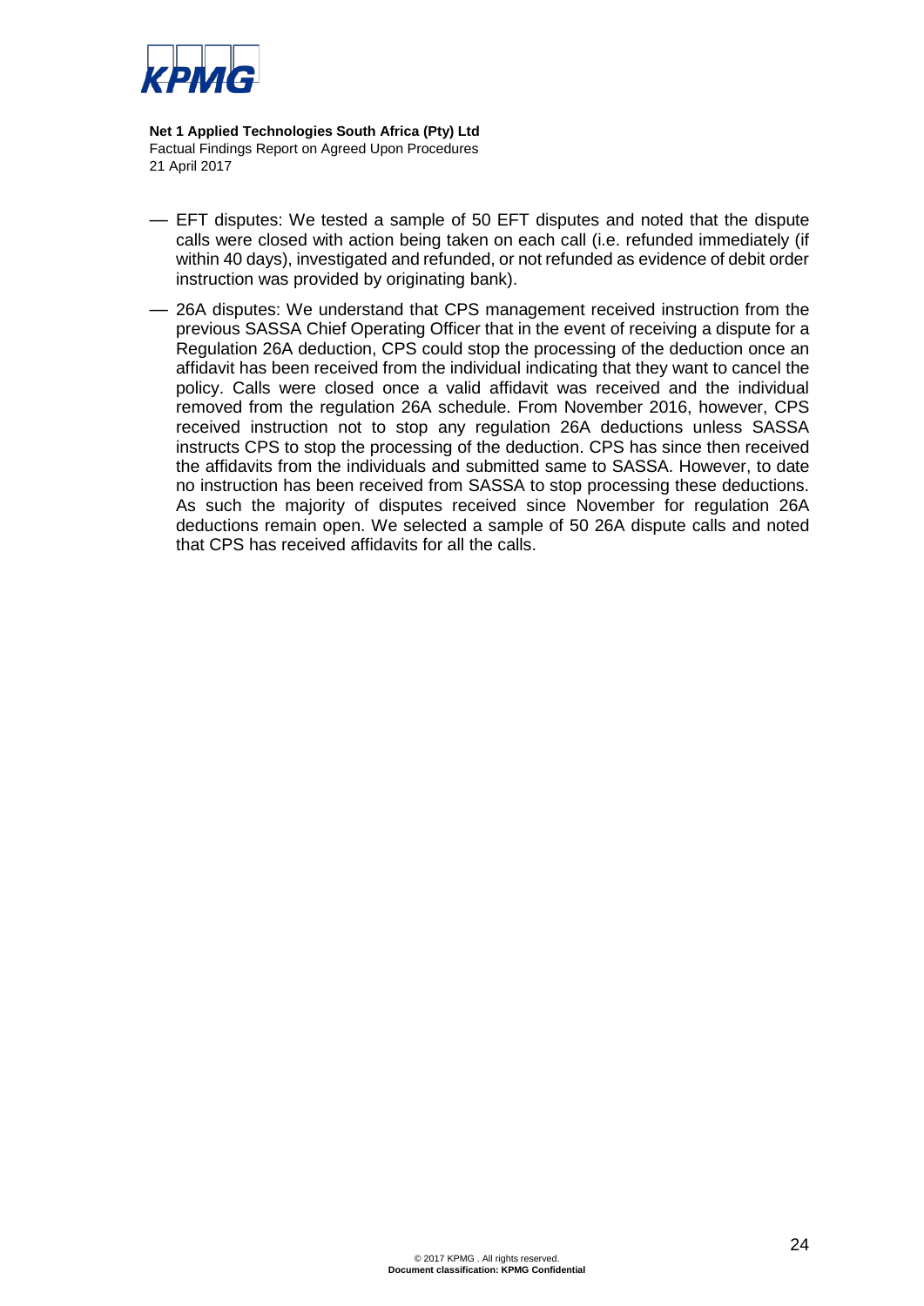- EFT disputes: We tested a sample of 50 EFT disputes and noted that the dispute calls were closed with action being taken on each call (i.e. refunded immediately (if within 40 days), investigated and refunded, or not refunded as evidence of debit order instruction was provided by originating bank).
- 26A disputes: We understand that CPS management received instruction from the previous SASSA Chief Operating Officer that in the event of receiving a dispute for a Regulation 26A deduction, CPS could stop the processing of the deduction once an affidavit has been received from the individual indicating that they want to cancel the policy. Calls were closed once a valid affidavit was received and the individual removed from the regulation 26A schedule. From November 2016, however, CPS received instruction not to stop any regulation 26A deductions unless SASSA instructs CPS to stop the processing of the deduction. CPS has since then received the affidavits from the individuals and submitted same to SASSA. However, to date no instruction has been received from SASSA to stop processing these deductions. As such the majority of disputes received since November for regulation 26A deductions remain open. We selected a sample of 50 26A dispute calls and noted that CPS has received affidavits for all the calls.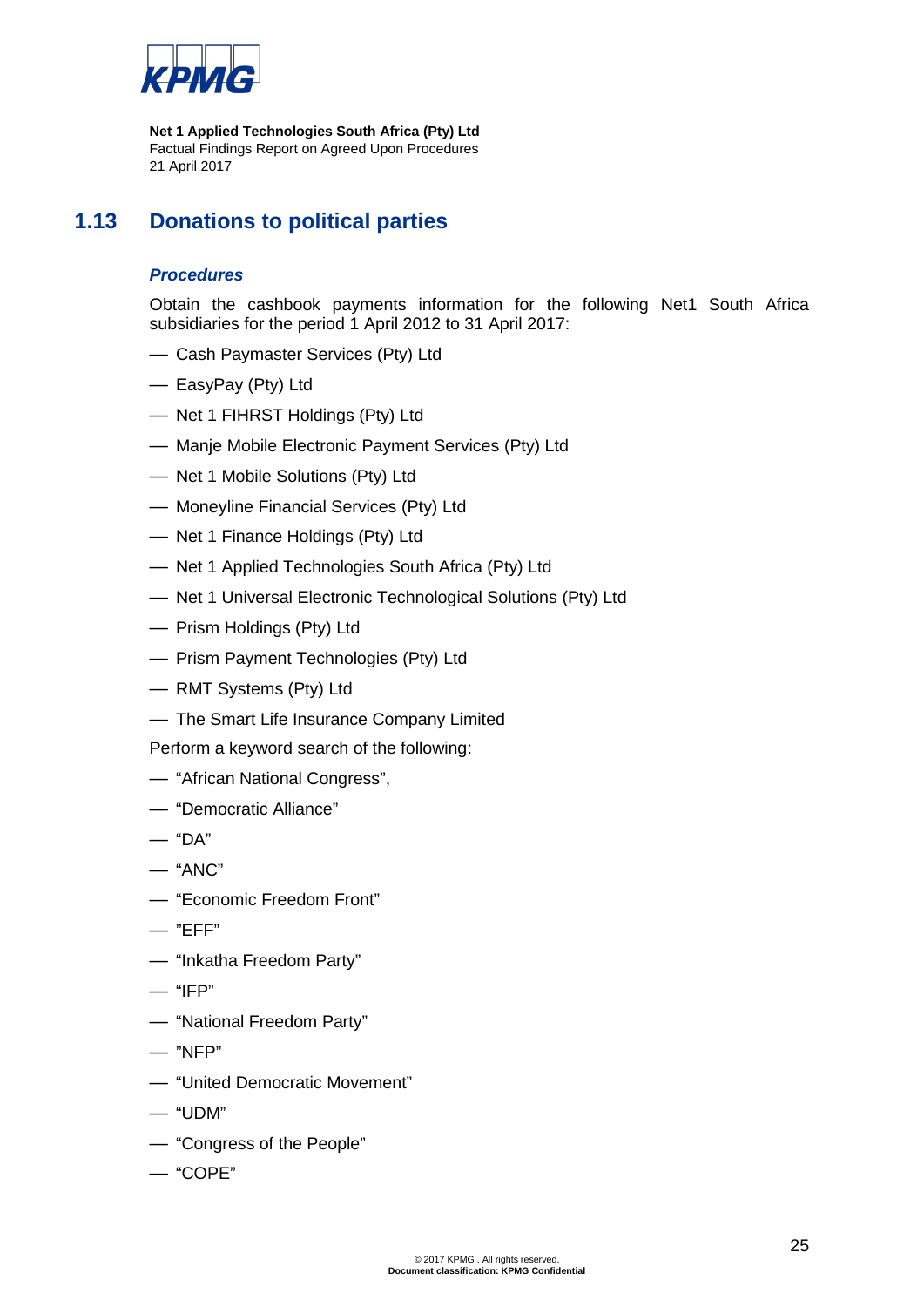## 1.13 Donations to political parties

### *Procedures*

Obtain the cashbook payments information for the following Net1 South Africa subsidiaries for the period 1 April 2012 to 31 April 2017:

- Cash Paymaster Services (Pty) Ltd
- EasyPay (Pty) Ltd
- Net 1 FIHRST Holdings (Pty) Ltd
- Manje Mobile Electronic Payment Services (Pty) Ltd
- Net 1 Mobile Solutions (Pty) Ltd
- Moneyline Financial Services (Pty) Ltd
- Net 1 Finance Holdings (Pty) Ltd
- Net 1 Applied Technologies South Africa (Pty) Ltd
- Net 1 Universal Electronic Technological Solutions (Pty) Ltd
- Prism Holdings (Pty) Ltd
- Prism Payment Technologies (Pty) Ltd
- RMT Systems (Pty) Ltd
- The Smart Life Insurance Company Limited

Perform a keyword search of the following:

- "African National Congress",
- "Democratic Alliance"
- "DA"
- "ANC"
- "Economic Freedom Front"
- "EFF"
- "Inkatha Freedom Party"
- "IFP"
- "National Freedom Party"
- "NFP"
- "United Democratic Movement"
- "UDM"
- "Congress of the People"
- "COPE"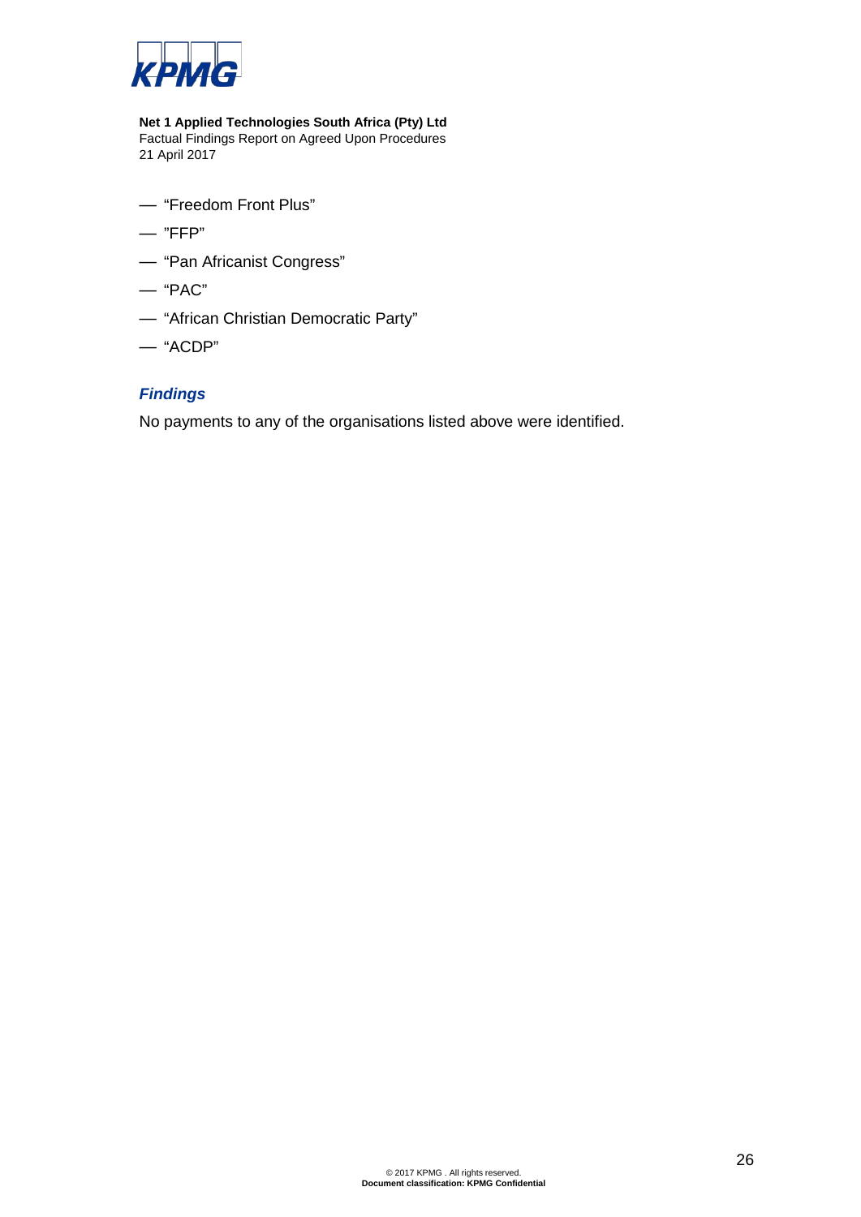- "Freedom Front Plus"
- "FFP"
- "Pan Africanist Congress"
- "PAC"
- "African Christian Democratic Party"
- "ACDP"

### *Findings*

No payments to any of the organisations listed above were identified.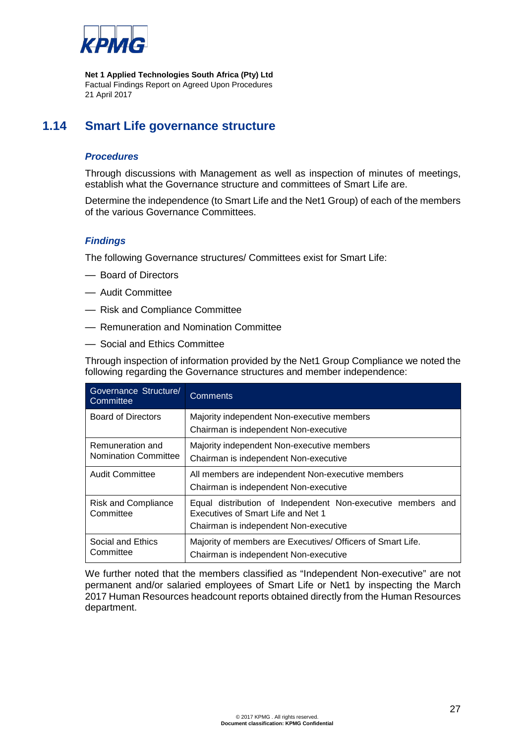## 1.14 Smart Life governance structure

### *Procedures*

Through discussions with Management as well as inspection of minutes of meetings, establish what the Governance structure and committees of Smart Life are.

Determine the independence (to Smart Life and the Net1 Group) of each of the members of the various Governance Committees.

### *Findings*

The following Governance structures/ Committees exist for Smart Life:

- Board of Directors
- Audit Committee
- Risk and Compliance Committee
- Remuneration and Nomination Committee
- Social and Ethics Committee

Through inspection of information provided by the Net1 Group Compliance we noted the following regarding the Governance structures and member independence:

| Governance Structure/ Committee | Comments |
|---|---|
| Board of Directors | Majority independent Non-executive members<br>Chairman is independent Non-executive |
| Remuneration and Nomination Committee | Majority independent Non-executive members<br>Chairman is independent Non-executive |
| Audit Committee | All members are independent Non-executive members<br>Chairman is independent Non-executive |
| Risk and Compliance Committee | Equal distribution of Independent Non-executive members and Executives of Smart Life and Net 1<br>Chairman is independent Non-executive |
| Social and Ethics Committee | Majority of members are Executives/ Officers of Smart Life.<br>Chairman is independent Non-executive |

We further noted that the members classified as "Independent Non-executive" are not permanent and/or salaried employees of Smart Life or Net1 by inspecting the March 2017 Human Resources headcount reports obtained directly from the Human Resources department.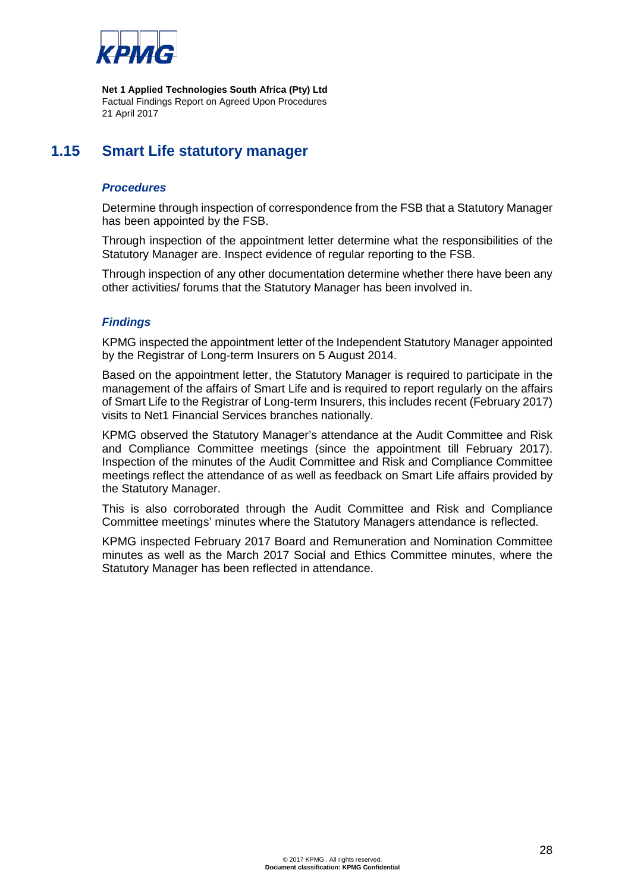## 1.15 Smart Life statutory manager

### *Procedures*

Determine through inspection of correspondence from the FSB that a Statutory Manager has been appointed by the FSB.

Through inspection of the appointment letter determine what the responsibilities of the Statutory Manager are. Inspect evidence of regular reporting to the FSB.

Through inspection of any other documentation determine whether there have been any other activities/ forums that the Statutory Manager has been involved in.

### *Findings*

KPMG inspected the appointment letter of the Independent Statutory Manager appointed by the Registrar of Long-term Insurers on 5 August 2014.

Based on the appointment letter, the Statutory Manager is required to participate in the management of the affairs of Smart Life and is required to report regularly on the affairs of Smart Life to the Registrar of Long-term Insurers, this includes recent (February 2017) visits to Net1 Financial Services branches nationally.

KPMG observed the Statutory Manager's attendance at the Audit Committee and Risk and Compliance Committee meetings (since the appointment till February 2017). Inspection of the minutes of the Audit Committee and Risk and Compliance Committee meetings reflect the attendance of as well as feedback on Smart Life affairs provided by the Statutory Manager.

This is also corroborated through the Audit Committee and Risk and Compliance Committee meetings' minutes where the Statutory Managers attendance is reflected.

KPMG inspected February 2017 Board and Remuneration and Nomination Committee minutes as well as the March 2017 Social and Ethics Committee minutes, where the Statutory Manager has been reflected in attendance.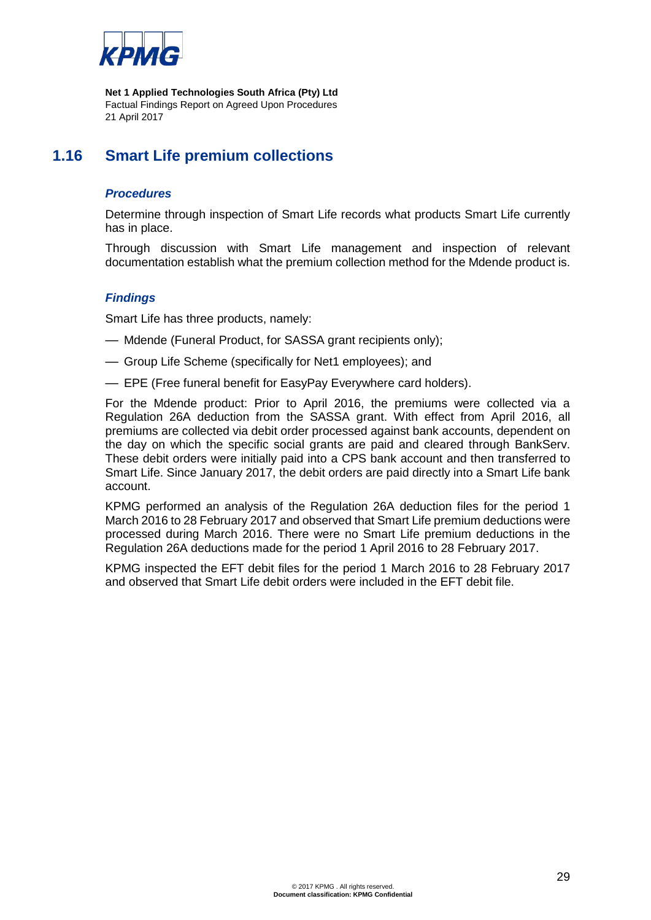## 1.16 Smart Life premium collections

### *Procedures*

Determine through inspection of Smart Life records what products Smart Life currently has in place.

Through discussion with Smart Life management and inspection of relevant documentation establish what the premium collection method for the Mdende product is.

### *Findings*

Smart Life has three products, namely:

- Mdende (Funeral Product, for SASSA grant recipients only);
- Group Life Scheme (specifically for Net1 employees); and
- EPE (Free funeral benefit for EasyPay Everywhere card holders).

For the Mdende product: Prior to April 2016, the premiums were collected via a Regulation 26A deduction from the SASSA grant. With effect from April 2016, all premiums are collected via debit order processed against bank accounts, dependent on the day on which the specific social grants are paid and cleared through BankServ. These debit orders were initially paid into a CPS bank account and then transferred to Smart Life. Since January 2017, the debit orders are paid directly into a Smart Life bank account.

KPMG performed an analysis of the Regulation 26A deduction files for the period 1 March 2016 to 28 February 2017 and observed that Smart Life premium deductions were processed during March 2016. There were no Smart Life premium deductions in the Regulation 26A deductions made for the period 1 April 2016 to 28 February 2017.

KPMG inspected the EFT debit files for the period 1 March 2016 to 28 February 2017 and observed that Smart Life debit orders were included in the EFT debit file.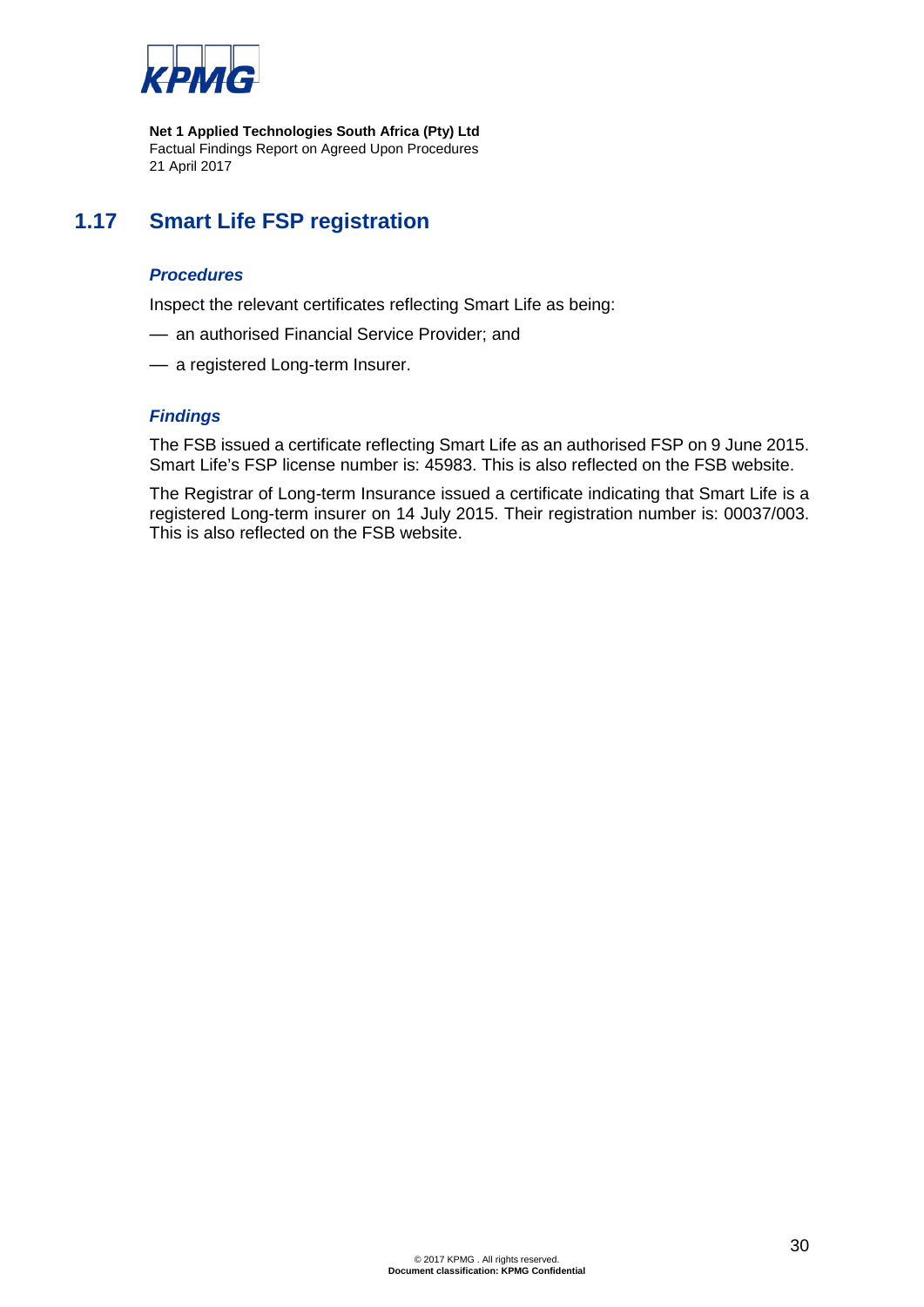## 1.17 Smart Life FSP registration

***Procedures***

Inspect the relevant certificates reflecting Smart Life as being:

- an authorised Financial Service Provider; and
- a registered Long-term Insurer.

***Findings***

The FSB issued a certificate reflecting Smart Life as an authorised FSP on 9 June 2015. Smart Life's FSP license number is: 45983. This is also reflected on the FSB website.

The Registrar of Long-term Insurance issued a certificate indicating that Smart Life is a registered Long-term insurer on 14 July 2015. Their registration number is: 00037/003. This is also reflected on the FSB website.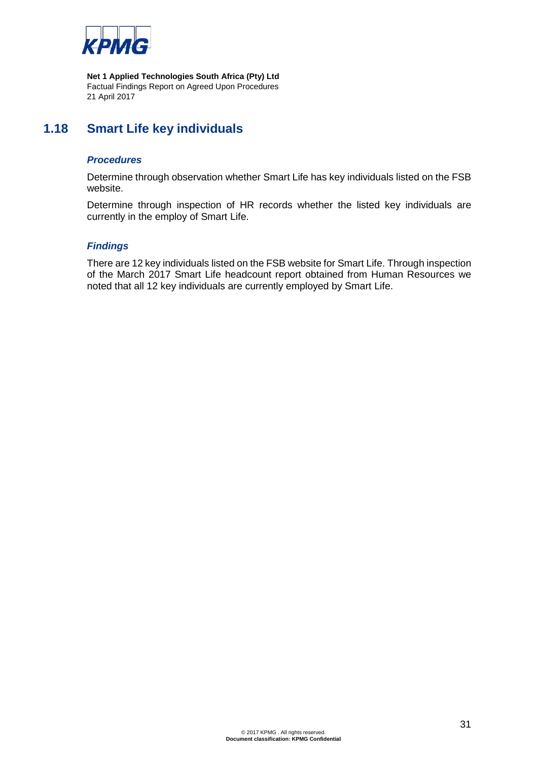## 1.18 Smart Life key individuals

### *Procedures*

Determine through observation whether Smart Life has key individuals listed on the FSB website.

Determine through inspection of HR records whether the listed key individuals are currently in the employ of Smart Life.

### *Findings*

There are 12 key individuals listed on the FSB website for Smart Life. Through inspection of the March 2017 Smart Life headcount report obtained from Human Resources we noted that all 12 key individuals are currently employed by Smart Life.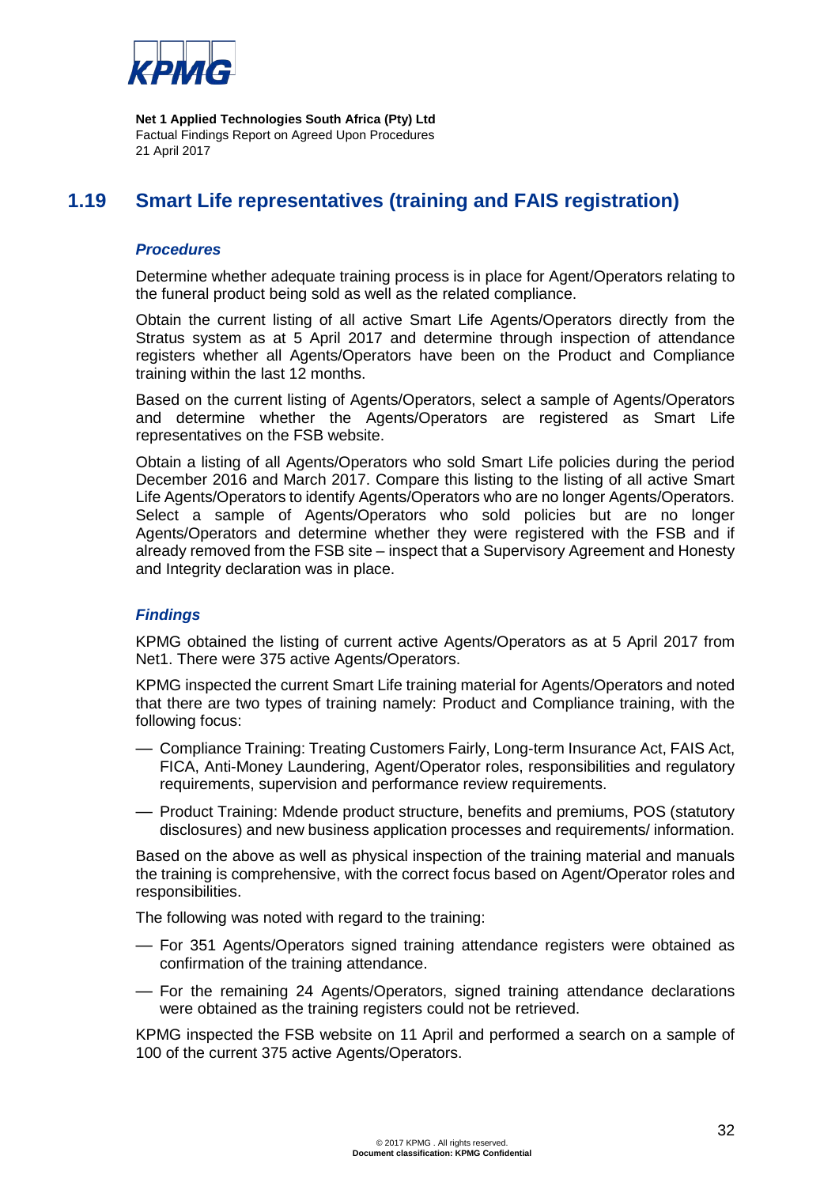## 1.19 Smart Life representatives (training and FAIS registration)

### *Procedures*

Determine whether adequate training process is in place for Agent/Operators relating to the funeral product being sold as well as the related compliance.

Obtain the current listing of all active Smart Life Agents/Operators directly from the Stratus system as at 5 April 2017 and determine through inspection of attendance registers whether all Agents/Operators have been on the Product and Compliance training within the last 12 months.

Based on the current listing of Agents/Operators, select a sample of Agents/Operators and determine whether the Agents/Operators are registered as Smart Life representatives on the FSB website.

Obtain a listing of all Agents/Operators who sold Smart Life policies during the period December 2016 and March 2017. Compare this listing to the listing of all active Smart Life Agents/Operators to identify Agents/Operators who are no longer Agents/Operators. Select a sample of Agents/Operators who sold policies but are no longer Agents/Operators and determine whether they were registered with the FSB and if already removed from the FSB site – inspect that a Supervisory Agreement and Honesty and Integrity declaration was in place.

### *Findings*

KPMG obtained the listing of current active Agents/Operators as at 5 April 2017 from Net1. There were 375 active Agents/Operators.

KPMG inspected the current Smart Life training material for Agents/Operators and noted that there are two types of training namely: Product and Compliance training, with the following focus:

- Compliance Training: Treating Customers Fairly, Long-term Insurance Act, FAIS Act, FICA, Anti-Money Laundering, Agent/Operator roles, responsibilities and regulatory requirements, supervision and performance review requirements.
- Product Training: Mdende product structure, benefits and premiums, POS (statutory disclosures) and new business application processes and requirements/ information.

Based on the above as well as physical inspection of the training material and manuals the training is comprehensive, with the correct focus based on Agent/Operator roles and responsibilities.

The following was noted with regard to the training:

- For 351 Agents/Operators signed training attendance registers were obtained as confirmation of the training attendance.
- For the remaining 24 Agents/Operators, signed training attendance declarations were obtained as the training registers could not be retrieved.

KPMG inspected the FSB website on 11 April and performed a search on a sample of 100 of the current 375 active Agents/Operators.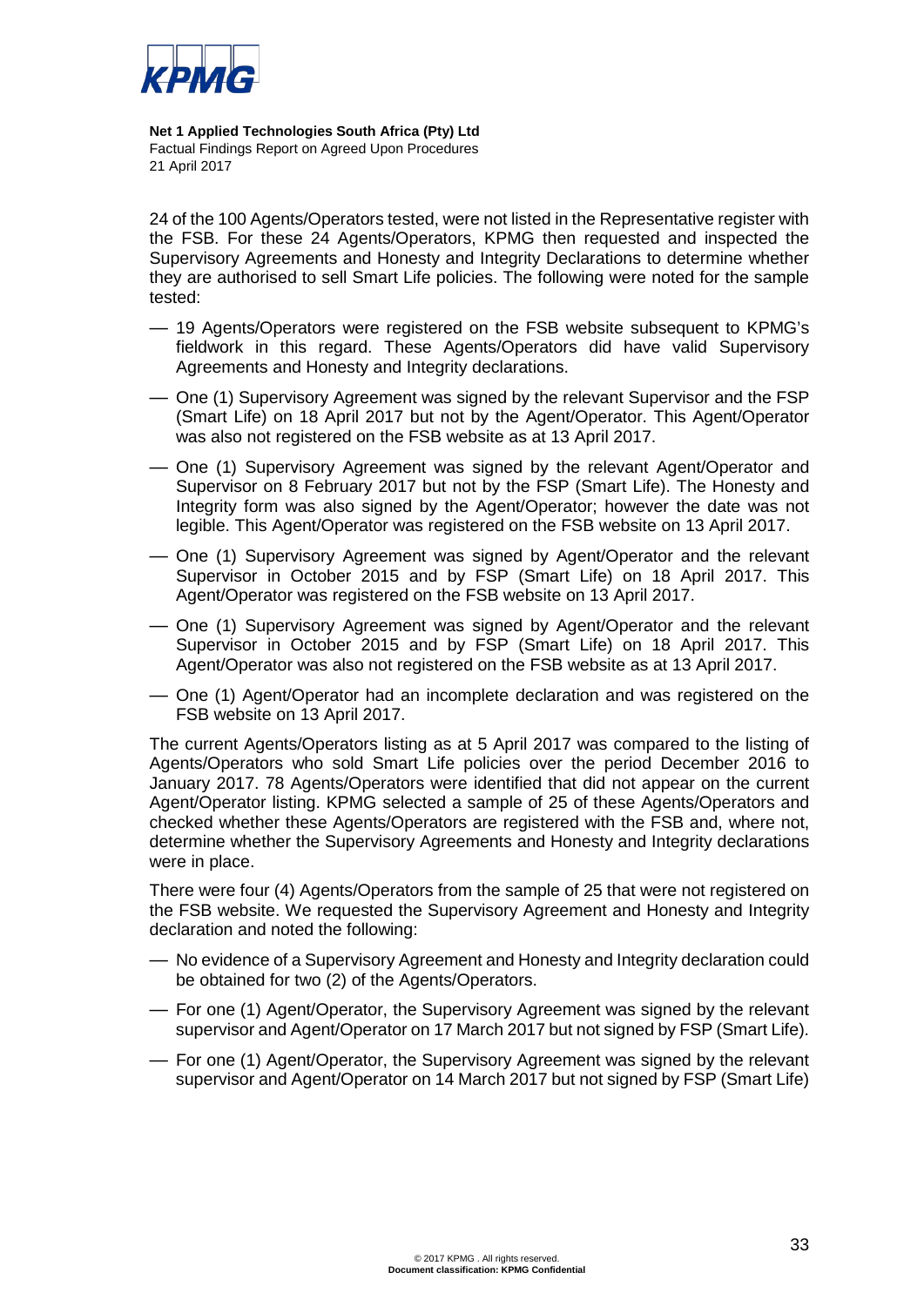24 of the 100 Agents/Operators tested, were not listed in the Representative register with the FSB. For these 24 Agents/Operators, KPMG then requested and inspected the Supervisory Agreements and Honesty and Integrity Declarations to determine whether they are authorised to sell Smart Life policies. The following were noted for the sample tested:

- 19 Agents/Operators were registered on the FSB website subsequent to KPMG's fieldwork in this regard. These Agents/Operators did have valid Supervisory Agreements and Honesty and Integrity declarations.
- One (1) Supervisory Agreement was signed by the relevant Supervisor and the FSP (Smart Life) on 18 April 2017 but not by the Agent/Operator. This Agent/Operator was also not registered on the FSB website as at 13 April 2017.
- One (1) Supervisory Agreement was signed by the relevant Agent/Operator and Supervisor on 8 February 2017 but not by the FSP (Smart Life). The Honesty and Integrity form was also signed by the Agent/Operator; however the date was not legible. This Agent/Operator was registered on the FSB website on 13 April 2017.
- One (1) Supervisory Agreement was signed by Agent/Operator and the relevant Supervisor in October 2015 and by FSP (Smart Life) on 18 April 2017. This Agent/Operator was registered on the FSB website on 13 April 2017.
- One (1) Supervisory Agreement was signed by Agent/Operator and the relevant Supervisor in October 2015 and by FSP (Smart Life) on 18 April 2017. This Agent/Operator was also not registered on the FSB website as at 13 April 2017.
- One (1) Agent/Operator had an incomplete declaration and was registered on the FSB website on 13 April 2017.

The current Agents/Operators listing as at 5 April 2017 was compared to the listing of Agents/Operators who sold Smart Life policies over the period December 2016 to January 2017. 78 Agents/Operators were identified that did not appear on the current Agent/Operator listing. KPMG selected a sample of 25 of these Agents/Operators and checked whether these Agents/Operators are registered with the FSB and, where not, determine whether the Supervisory Agreements and Honesty and Integrity declarations were in place.

There were four (4) Agents/Operators from the sample of 25 that were not registered on the FSB website. We requested the Supervisory Agreement and Honesty and Integrity declaration and noted the following:

- No evidence of a Supervisory Agreement and Honesty and Integrity declaration could be obtained for two (2) of the Agents/Operators.
- For one (1) Agent/Operator, the Supervisory Agreement was signed by the relevant supervisor and Agent/Operator on 17 March 2017 but not signed by FSP (Smart Life).
- For one (1) Agent/Operator, the Supervisory Agreement was signed by the relevant supervisor and Agent/Operator on 14 March 2017 but not signed by FSP (Smart Life)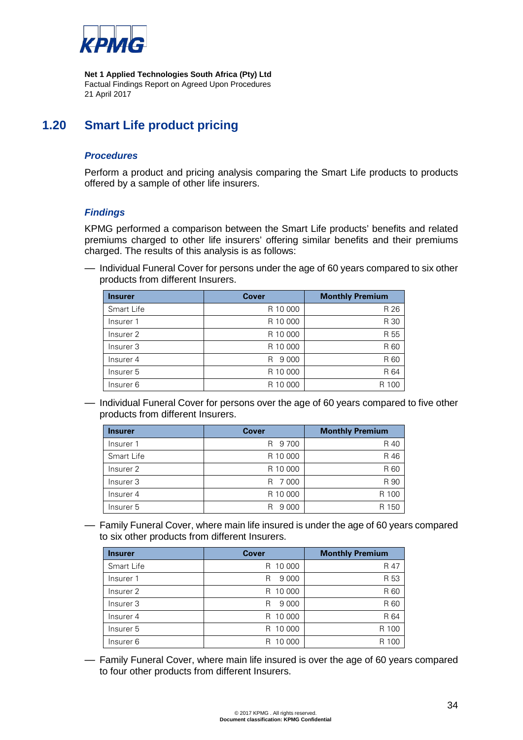**Net 1 Applied Technologies South Africa (Pty) Ltd**
Factual Findings Report on Agreed Upon Procedures
21 April 2017

## 1.20 Smart Life product pricing

### *Procedures*

Perform a product and pricing analysis comparing the Smart Life products to products offered by a sample of other life insurers.

### *Findings*

KPMG performed a comparison between the Smart Life products' benefits and related premiums charged to other life insurers' offering similar benefits and their premiums charged. The results of this analysis is as follows:

— Individual Funeral Cover for persons under the age of 60 years compared to six other products from different Insurers.

| Insurer | Cover | Monthly Premium |
|---|---|---|
| Smart Life | R 10 000 | R 26 |
| Insurer 1 | R 10 000 | R 30 |
| Insurer 2 | R 10 000 | R 55 |
| Insurer 3 | R 10 000 | R 60 |
| Insurer 4 | R 9 000 | R 60 |
| Insurer 5 | R 10 000 | R 64 |
| Insurer 6 | R 10 000 | R 100 |

— Individual Funeral Cover for persons over the age of 60 years compared to five other products from different Insurers.

| Insurer | Cover | Monthly Premium |
|---|---|---|
| Insurer 1 | R 9 700 | R 40 |
| Smart Life | R 10 000 | R 46 |
| Insurer 2 | R 10 000 | R 60 |
| Insurer 3 | R 7 000 | R 90 |
| Insurer 4 | R 10 000 | R 100 |
| Insurer 5 | R 9 000 | R 150 |

— Family Funeral Cover, where main life insured is under the age of 60 years compared to six other products from different Insurers.

| Insurer | Cover | Monthly Premium |
|---|---|---|
| Smart Life | R 10 000 | R 47 |
| Insurer 1 | R 9 000 | R 53 |
| Insurer 2 | R 10 000 | R 60 |
| Insurer 3 | R 9 000 | R 60 |
| Insurer 4 | R 10 000 | R 64 |
| Insurer 5 | R 10 000 | R 100 |
| Insurer 6 | R 10 000 | R 100 |

— Family Funeral Cover, where main life insured is over the age of 60 years compared to four other products from different Insurers.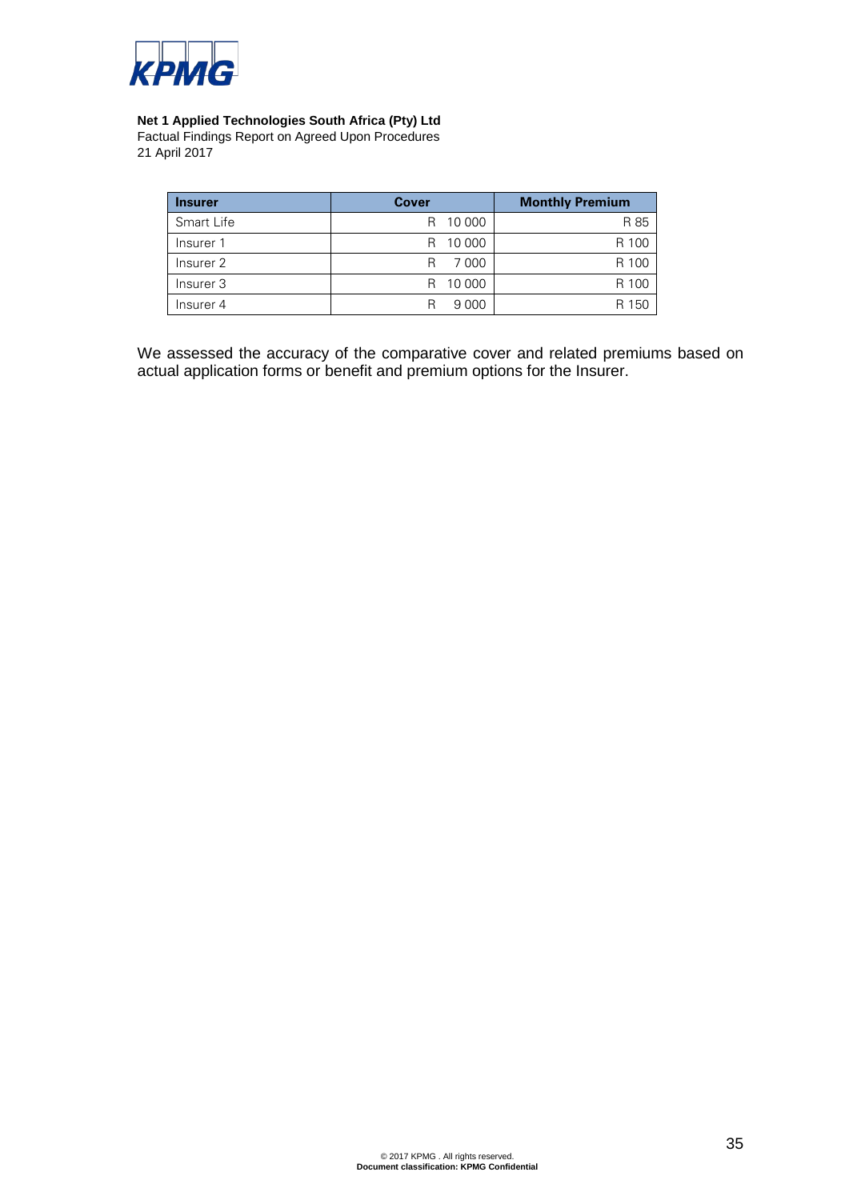**Net 1 Applied Technologies South Africa (Pty) Ltd**
Factual Findings Report on Agreed Upon Procedures
21 April 2017

| Insurer | Cover | Monthly Premium |
|---|---|---|
| Smart Life | R 10 000 | R 85 |
| Insurer 1 | R 10 000 | R 100 |
| Insurer 2 | R 7 000 | R 100 |
| Insurer 3 | R 10 000 | R 100 |
| Insurer 4 | R 9 000 | R 150 |

We assessed the accuracy of the comparative cover and related premiums based on actual application forms or benefit and premium options for the Insurer.